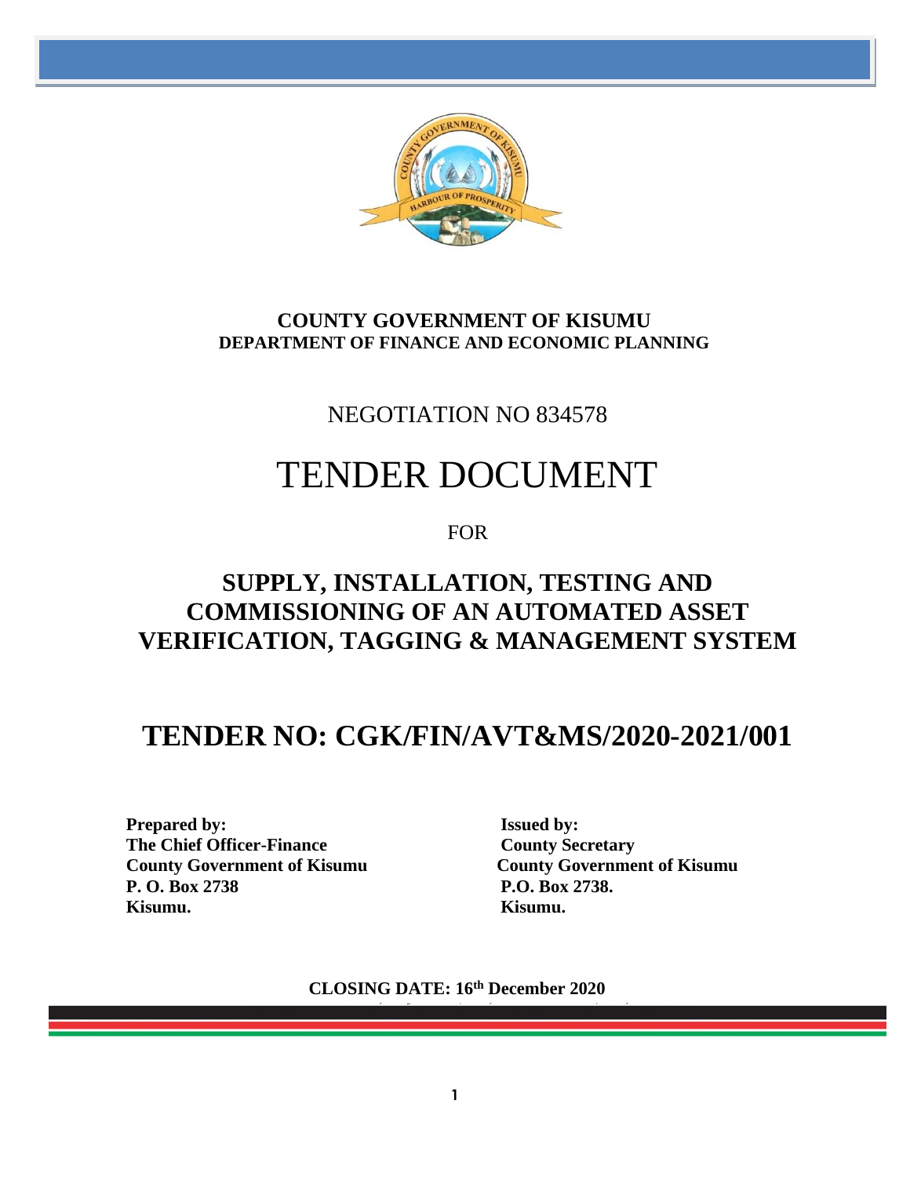**COUNTY GOVERNMENT OF KISUMU**
**DEPARTMENT OF FINANCE AND ECONOMIC PLANNING**

NEGOTIATION NO 834578

# TENDER DOCUMENT

FOR

## SUPPLY, INSTALLATION, TESTING AND COMMISSIONING OF AN AUTOMATED ASSET VERIFICATION, TAGGING & MANAGEMENT SYSTEM

## TENDER NO: CGK/FIN/AVT&MS/2020-2021/001

**Prepared by:**
**The Chief Officer-Finance**
**County Government of Kisumu**
**P. O. Box 2738**
**Kisumu.**

**Issued by:**
**County Secretary**
**County Government of Kisumu**
**P.O. Box 2738.**
**Kisumu.**

**CLOSING DATE: 16th December 2020**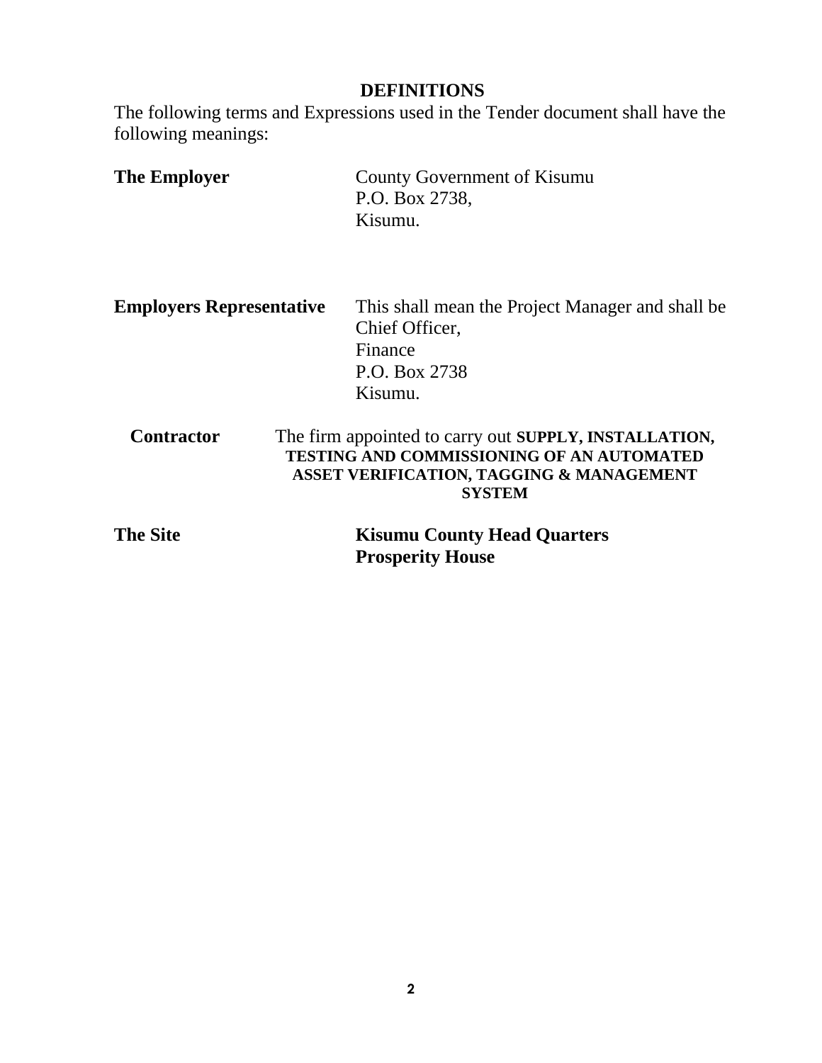## DEFINITIONS

The following terms and Expressions used in the Tender document shall have the following meanings:

**The Employer** — County Government of Kisumu
P.O. Box 2738,
Kisumu.

**Employers Representative** — This shall mean the Project Manager and shall be Chief Officer,
Finance
P.O. Box 2738
Kisumu.

**Contractor** — The firm appointed to carry out **SUPPLY, INSTALLATION, TESTING AND COMMISSIONING OF AN AUTOMATED ASSET VERIFICATION, TAGGING & MANAGEMENT SYSTEM**

**The Site** — **Kisumu County Head Quarters Prosperity House**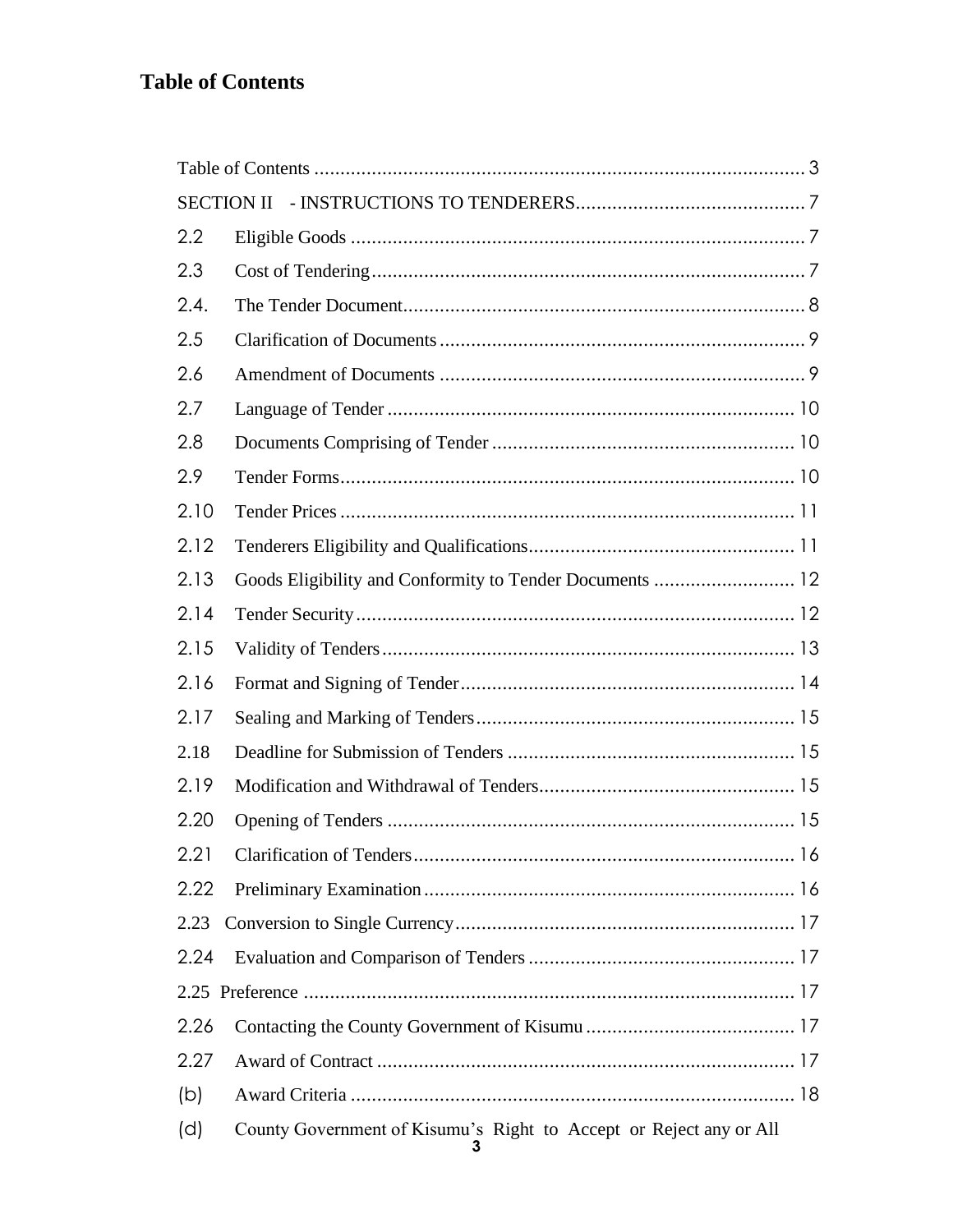# Table of Contents

Table of Contents ............................................................................................ 3

SECTION II - INSTRUCTIONS TO TENDERERS............................................ 7

2.2 Eligible Goods ....................................................................................... 7

2.3 Cost of Tendering................................................................................... 7

2.4. The Tender Document............................................................................ 8

2.5 Clarification of Documents..................................................................... 9

2.6 Amendment of Documents ..................................................................... 9

2.7 Language of Tender ............................................................................. 10

2.8 Documents Comprising of Tender ......................................................... 10

2.9 Tender Forms...................................................................................... 10

2.10 Tender Prices ...................................................................................... 11

2.12 Tenderers Eligibility and Qualifications.................................................. 11

2.13 Goods Eligibility and Conformity to Tender Documents ........................... 12

2.14 Tender Security................................................................................... 12

2.15 Validity of Tenders.............................................................................. 13

2.16 Format and Signing of Tender............................................................... 14

2.17 Sealing and Marking of Tenders............................................................ 15

2.18 Deadline for Submission of Tenders ...................................................... 15

2.19 Modification and Withdrawal of Tenders................................................ 15

2.20 Opening of Tenders ............................................................................. 15

2.21 Clarification of Tenders........................................................................ 16

2.22 Preliminary Examination...................................................................... 16

2.23 Conversion to Single Currency................................................................ 17

2.24 Evaluation and Comparison of Tenders .................................................. 17

2.25 Preference ............................................................................................ 17

2.26 Contacting the County Government of Kisumu ....................................... 17

2.27 Award of Contract ............................................................................... 17

(b) Award Criteria .................................................................................... 18

(d) County Government of Kisumu's Right to Accept or Reject any or All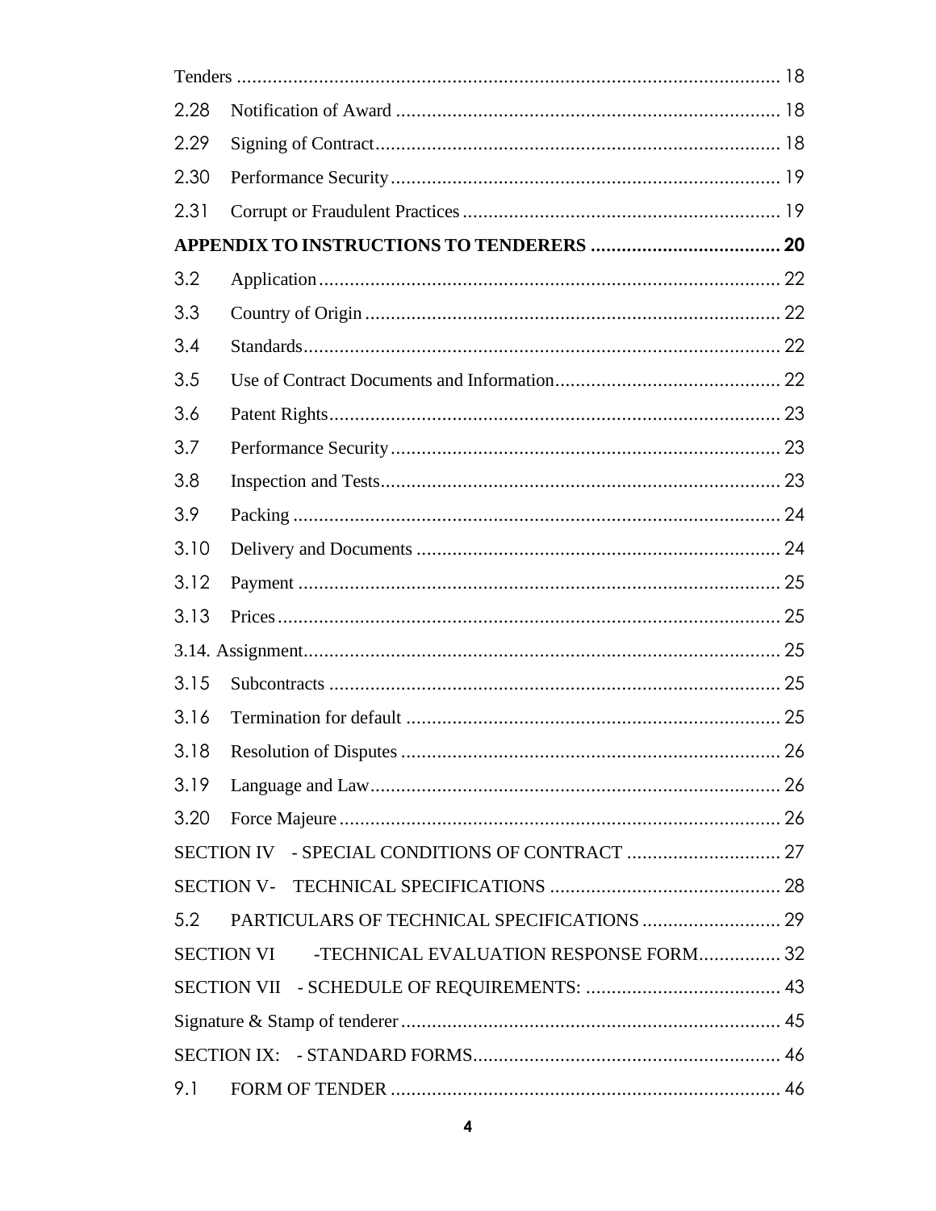Tenders ........................................................................................................ 18

2.28 Notification of Award .......................................................................... 18

2.29 Signing of Contract.............................................................................. 18

2.30 Performance Security........................................................................... 19

2.31 Corrupt or Fraudulent Practices............................................................. 19

**APPENDIX TO INSTRUCTIONS TO TENDERERS .................................... 20**

3.2 Application......................................................................................... 22

3.3 Country of Origin ................................................................................ 22

3.4 Standards............................................................................................ 22

3.5 Use of Contract Documents and Information............................................ 22

3.6 Patent Rights....................................................................................... 23

3.7 Performance Security........................................................................... 23

3.8 Inspection and Tests............................................................................. 23

3.9 Packing .............................................................................................. 24

3.10 Delivery and Documents ...................................................................... 24

3.12 Payment ............................................................................................. 25

3.13 Prices................................................................................................. 25

3.14. Assignment........................................................................................... 25

3.15 Subcontracts ....................................................................................... 25

3.16 Termination for default ........................................................................ 25

3.18 Resolution of Disputes ......................................................................... 26

3.19 Language and Law............................................................................... 26

3.20 Force Majeure..................................................................................... 26

SECTION IV - SPECIAL CONDITIONS OF CONTRACT .............................. 27

SECTION V- TECHNICAL SPECIFICATIONS ............................................ 28

5.2 PARTICULARS OF TECHNICAL SPECIFICATIONS ........................... 29

SECTION VI -TECHNICAL EVALUATION RESPONSE FORM................ 32

SECTION VII - SCHEDULE OF REQUIREMENTS: ...................................... 43

Signature & Stamp of tenderer.......................................................................... 45

SECTION IX: - STANDARD FORMS........................................................... 46

9.1 FORM OF TENDER ........................................................................... 46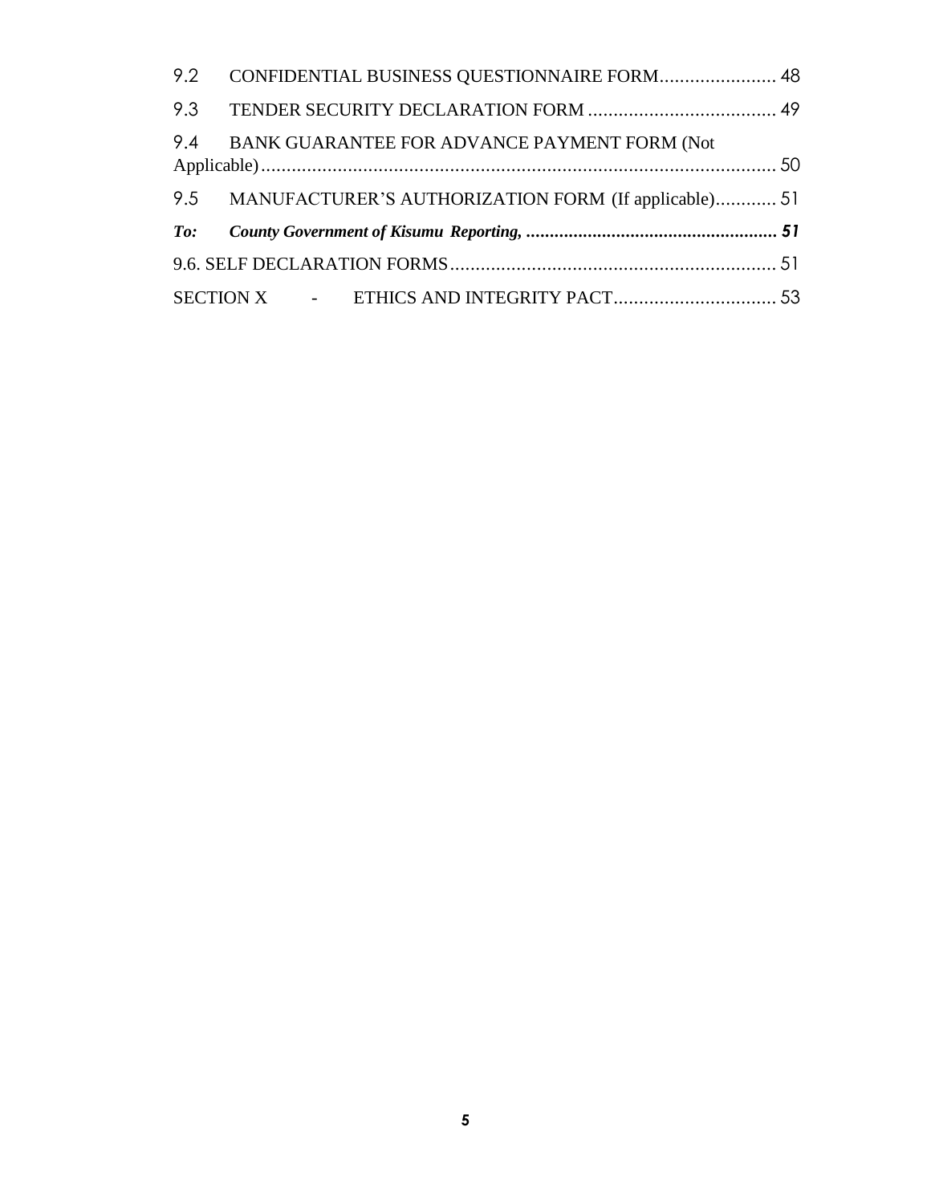9.2 CONFIDENTIAL BUSINESS QUESTIONNAIRE FORM....................... 48

9.3 TENDER SECURITY DECLARATION FORM ..................................... 49

9.4 BANK GUARANTEE FOR ADVANCE PAYMENT FORM (Not Applicable)...................................................................................................... 50

9.5 MANUFACTURER'S AUTHORIZATION FORM (If applicable)............ 51

***To: County Government of Kisumu Reporting, ...................................................... 51***

9.6. SELF DECLARATION FORMS................................................................ 51

SECTION X - ETHICS AND INTEGRITY PACT................................ 53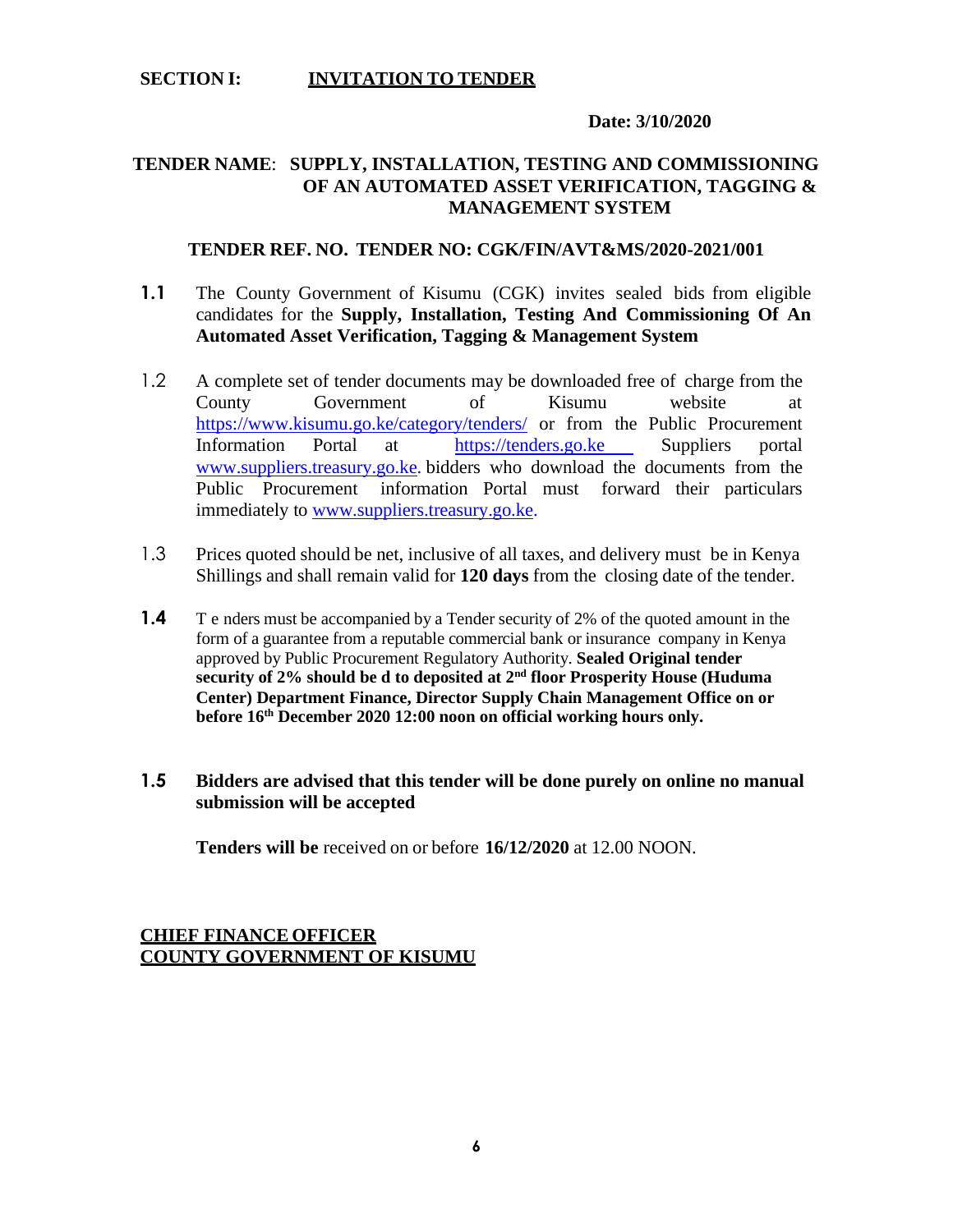**SECTION I: <u>INVITATION TO TENDER</u>**

**Date: 3/10/2020**

**TENDER NAME**: **SUPPLY, INSTALLATION, TESTING AND COMMISSIONING OF AN AUTOMATED ASSET VERIFICATION, TAGGING & MANAGEMENT SYSTEM**

**TENDER REF. NO. TENDER NO: CGK/FIN/AVT&MS/2020-2021/001**

**1.1** The County Government of Kisumu (CGK) invites sealed bids from eligible candidates for the **Supply, Installation, Testing And Commissioning Of An Automated Asset Verification, Tagging & Management System**

1.2 A complete set of tender documents may be downloaded free of charge from the County Government of Kisumu website at https://www.kisumu.go.ke/category/tenders/ or from the Public Procurement Information Portal at https://tenders.go.ke Suppliers portal www.suppliers.treasury.go.ke. bidders who download the documents from the Public Procurement information Portal must forward their particulars immediately to www.suppliers.treasury.go.ke.

1.3 Prices quoted should be net, inclusive of all taxes, and delivery must be in Kenya Shillings and shall remain valid for **120 days** from the closing date of the tender.

**1.4** T e nders must be accompanied by a Tender security of 2% of the quoted amount in the form of a guarantee from a reputable commercial bank or insurance company in Kenya approved by Public Procurement Regulatory Authority. **Sealed Original tender security of 2% should be d to deposited at 2nd floor Prosperity House (Huduma Center) Department Finance, Director Supply Chain Management Office on or before 16th December 2020 12:00 noon on official working hours only.**

**1.5 Bidders are advised that this tender will be done purely on online no manual submission will be accepted**

**Tenders will be** received on or before **16/12/2020** at 12.00 NOON.

**<u>CHIEF FINANCE OFFICER</u>**
**<u>COUNTY GOVERNMENT OF KISUMU</u>**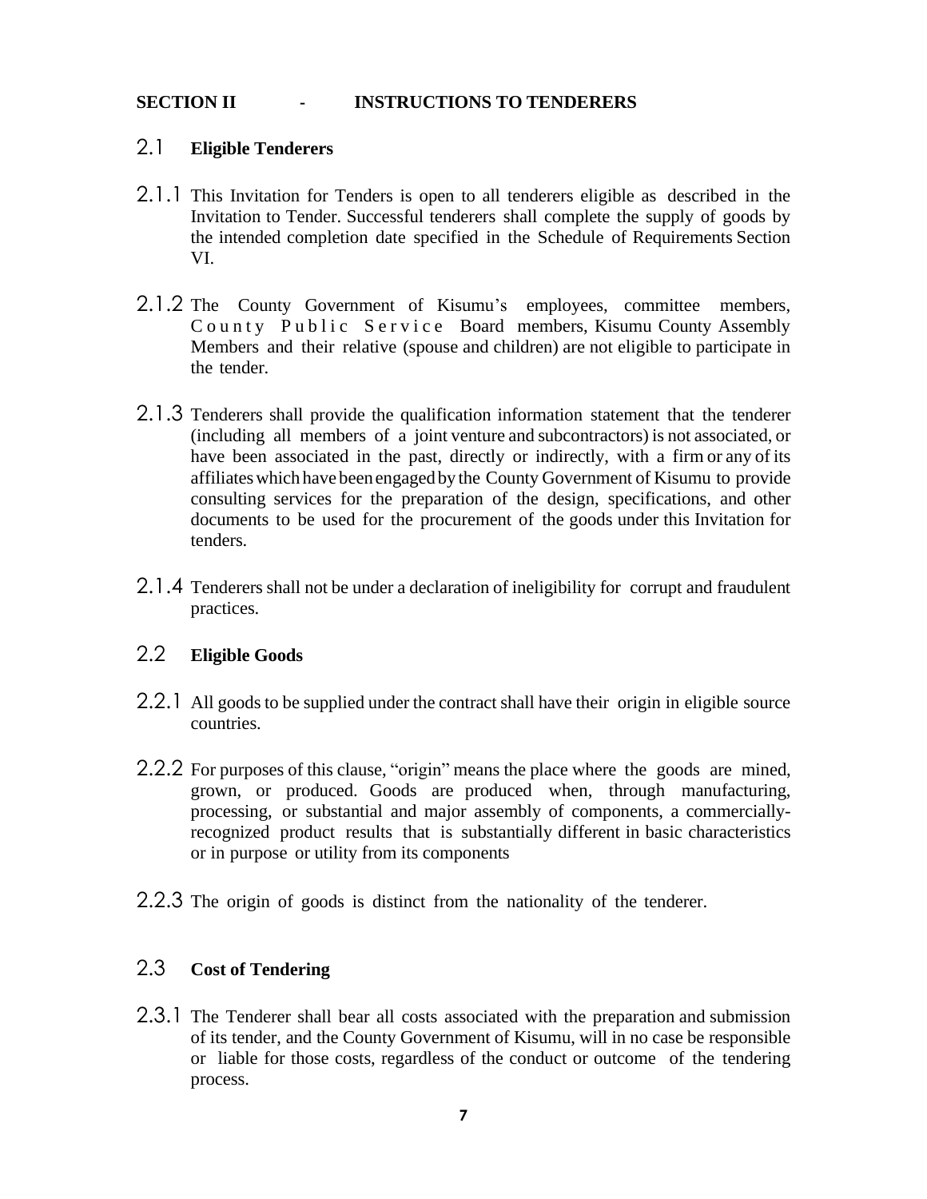## SECTION II - INSTRUCTIONS TO TENDERERS

### 2.1 Eligible Tenderers

2.1.1 This Invitation for Tenders is open to all tenderers eligible as described in the Invitation to Tender. Successful tenderers shall complete the supply of goods by the intended completion date specified in the Schedule of Requirements Section VI.

2.1.2 The County Government of Kisumu's employees, committee members, County Public Service Board members, Kisumu County Assembly Members and their relative (spouse and children) are not eligible to participate in the tender.

2.1.3 Tenderers shall provide the qualification information statement that the tenderer (including all members of a joint venture and subcontractors) is not associated, or have been associated in the past, directly or indirectly, with a firm or any of its affiliates which have been engaged by the County Government of Kisumu to provide consulting services for the preparation of the design, specifications, and other documents to be used for the procurement of the goods under this Invitation for tenders.

2.1.4 Tenderers shall not be under a declaration of ineligibility for corrupt and fraudulent practices.

### 2.2 Eligible Goods

2.2.1 All goods to be supplied under the contract shall have their origin in eligible source countries.

2.2.2 For purposes of this clause, "origin" means the place where the goods are mined, grown, or produced. Goods are produced when, through manufacturing, processing, or substantial and major assembly of components, a commercially-recognized product results that is substantially different in basic characteristics or in purpose or utility from its components

2.2.3 The origin of goods is distinct from the nationality of the tenderer.

### 2.3 Cost of Tendering

2.3.1 The Tenderer shall bear all costs associated with the preparation and submission of its tender, and the County Government of Kisumu, will in no case be responsible or liable for those costs, regardless of the conduct or outcome of the tendering process.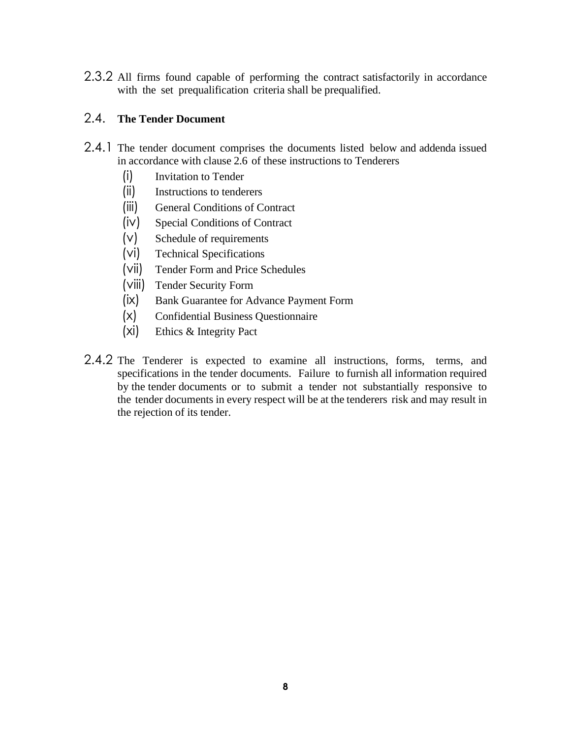2.3.2 All firms found capable of performing the contract satisfactorily in accordance with the set prequalification criteria shall be prequalified.

## 2.4. The Tender Document

2.4.1 The tender document comprises the documents listed below and addenda issued in accordance with clause 2.6 of these instructions to Tenderers

- (i) Invitation to Tender
- (ii) Instructions to tenderers
- (iii) General Conditions of Contract
- (iv) Special Conditions of Contract
- (v) Schedule of requirements
- (vi) Technical Specifications
- (vii) Tender Form and Price Schedules
- (viii) Tender Security Form
- (ix) Bank Guarantee for Advance Payment Form
- (x) Confidential Business Questionnaire
- (xi) Ethics & Integrity Pact

2.4.2 The Tenderer is expected to examine all instructions, forms, terms, and specifications in the tender documents. Failure to furnish all information required by the tender documents or to submit a tender not substantially responsive to the tender documents in every respect will be at the tenderers risk and may result in the rejection of its tender.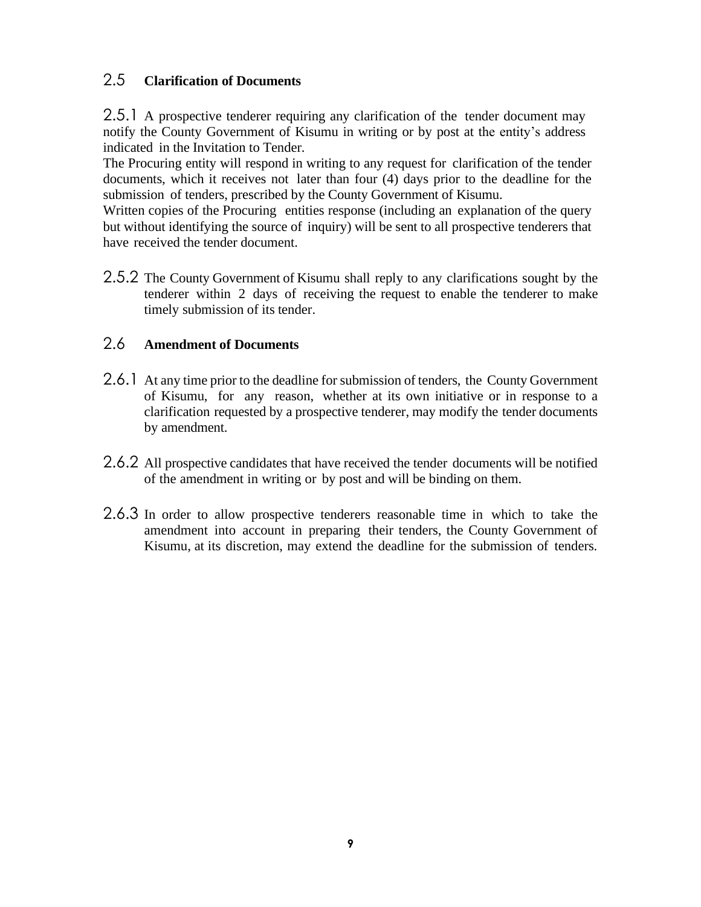## 2.5 **Clarification of Documents**

2.5.1 A prospective tenderer requiring any clarification of the tender document may notify the County Government of Kisumu in writing or by post at the entity's address indicated in the Invitation to Tender.
The Procuring entity will respond in writing to any request for clarification of the tender documents, which it receives not later than four (4) days prior to the deadline for the submission of tenders, prescribed by the County Government of Kisumu.
Written copies of the Procuring entities response (including an explanation of the query but without identifying the source of inquiry) will be sent to all prospective tenderers that have received the tender document.

2.5.2 The County Government of Kisumu shall reply to any clarifications sought by the tenderer within 2 days of receiving the request to enable the tenderer to make timely submission of its tender.

## 2.6 **Amendment of Documents**

2.6.1 At any time prior to the deadline for submission of tenders, the County Government of Kisumu, for any reason, whether at its own initiative or in response to a clarification requested by a prospective tenderer, may modify the tender documents by amendment.

2.6.2 All prospective candidates that have received the tender documents will be notified of the amendment in writing or by post and will be binding on them.

2.6.3 In order to allow prospective tenderers reasonable time in which to take the amendment into account in preparing their tenders, the County Government of Kisumu, at its discretion, may extend the deadline for the submission of tenders.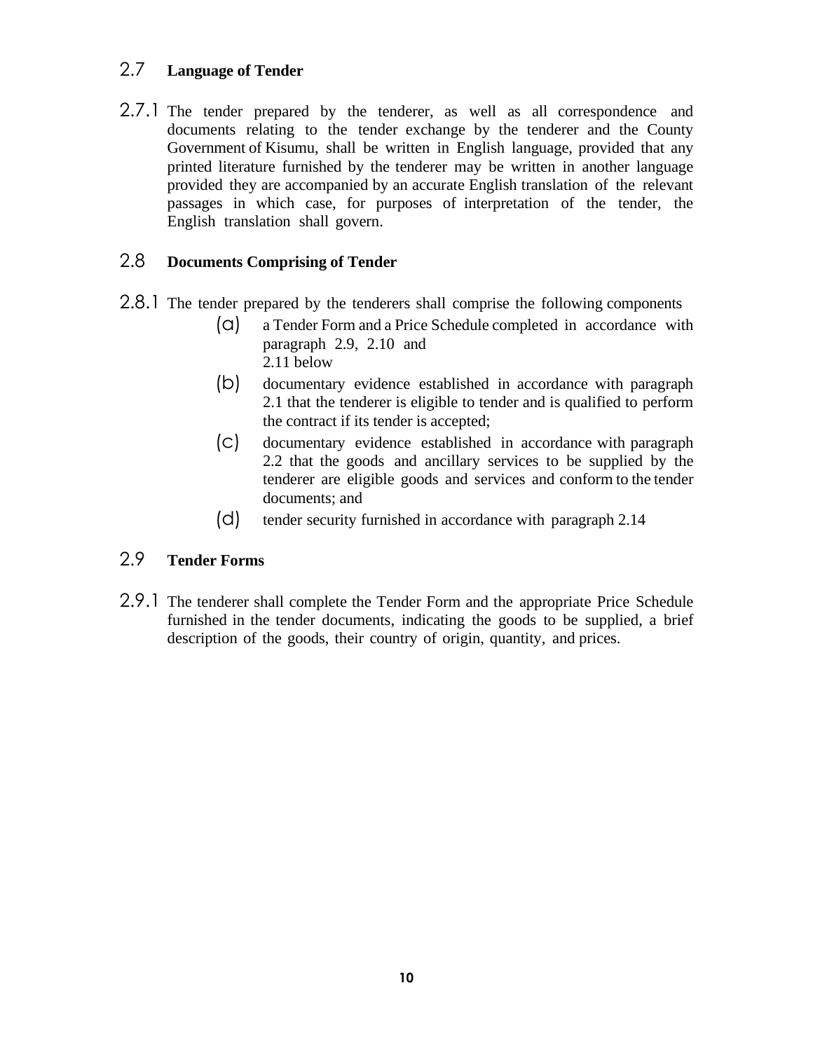## 2.7 Language of Tender

2.7.1 The tender prepared by the tenderer, as well as all correspondence and documents relating to the tender exchange by the tenderer and the County Government of Kisumu, shall be written in English language, provided that any printed literature furnished by the tenderer may be written in another language provided they are accompanied by an accurate English translation of the relevant passages in which case, for purposes of interpretation of the tender, the English translation shall govern.

## 2.8 Documents Comprising of Tender

2.8.1 The tender prepared by the tenderers shall comprise the following components

(a) a Tender Form and a Price Schedule completed in accordance with paragraph 2.9, 2.10 and 2.11 below

(b) documentary evidence established in accordance with paragraph 2.1 that the tenderer is eligible to tender and is qualified to perform the contract if its tender is accepted;

(c) documentary evidence established in accordance with paragraph 2.2 that the goods and ancillary services to be supplied by the tenderer are eligible goods and services and conform to the tender documents; and

(d) tender security furnished in accordance with paragraph 2.14

## 2.9 Tender Forms

2.9.1 The tenderer shall complete the Tender Form and the appropriate Price Schedule furnished in the tender documents, indicating the goods to be supplied, a brief description of the goods, their country of origin, quantity, and prices.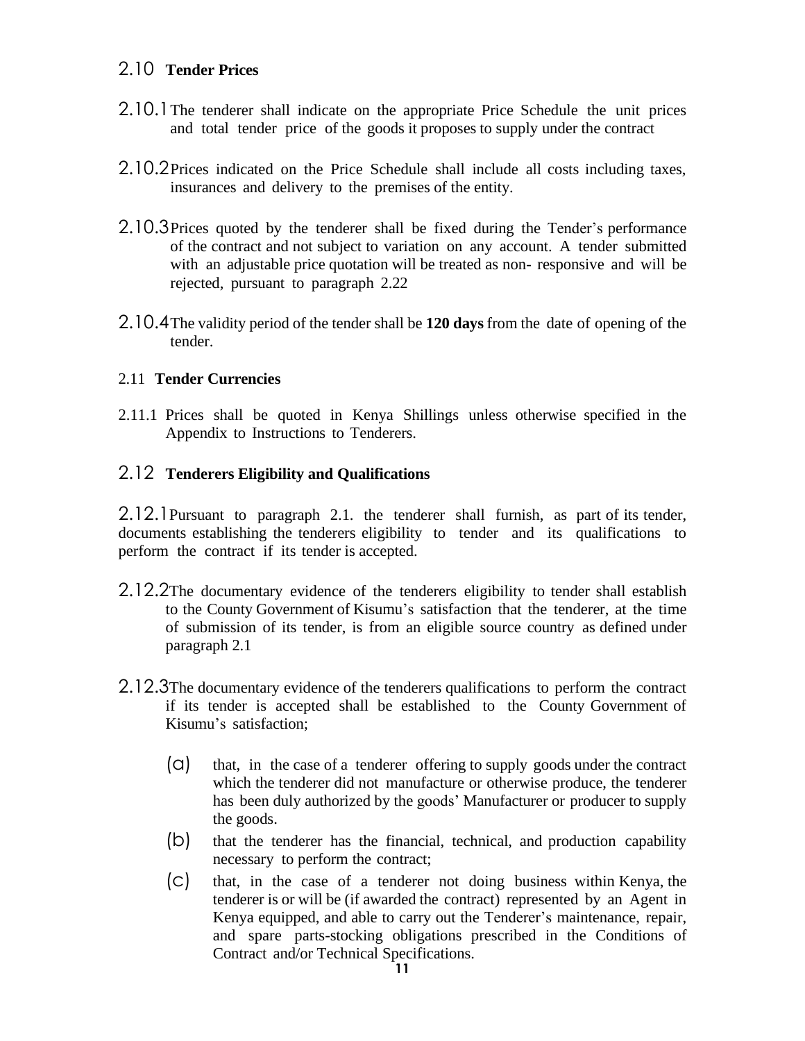## 2.10 **Tender Prices**

2.10.1 The tenderer shall indicate on the appropriate Price Schedule the unit prices and total tender price of the goods it proposes to supply under the contract

2.10.2 Prices indicated on the Price Schedule shall include all costs including taxes, insurances and delivery to the premises of the entity.

2.10.3 Prices quoted by the tenderer shall be fixed during the Tender's performance of the contract and not subject to variation on any account. A tender submitted with an adjustable price quotation will be treated as non- responsive and will be rejected, pursuant to paragraph 2.22

2.10.4 The validity period of the tender shall be **120 days** from the date of opening of the tender.

## 2.11 **Tender Currencies**

2.11.1 Prices shall be quoted in Kenya Shillings unless otherwise specified in the Appendix to Instructions to Tenderers.

## 2.12 **Tenderers Eligibility and Qualifications**

2.12.1 Pursuant to paragraph 2.1. the tenderer shall furnish, as part of its tender, documents establishing the tenderers eligibility to tender and its qualifications to perform the contract if its tender is accepted.

2.12.2 The documentary evidence of the tenderers eligibility to tender shall establish to the County Government of Kisumu's satisfaction that the tenderer, at the time of submission of its tender, is from an eligible source country as defined under paragraph 2.1

2.12.3 The documentary evidence of the tenderers qualifications to perform the contract if its tender is accepted shall be established to the County Government of Kisumu's satisfaction;

(a) that, in the case of a tenderer offering to supply goods under the contract which the tenderer did not manufacture or otherwise produce, the tenderer has been duly authorized by the goods' Manufacturer or producer to supply the goods.

(b) that the tenderer has the financial, technical, and production capability necessary to perform the contract;

(c) that, in the case of a tenderer not doing business within Kenya, the tenderer is or will be (if awarded the contract) represented by an Agent in Kenya equipped, and able to carry out the Tenderer's maintenance, repair, and spare parts-stocking obligations prescribed in the Conditions of Contract and/or Technical Specifications.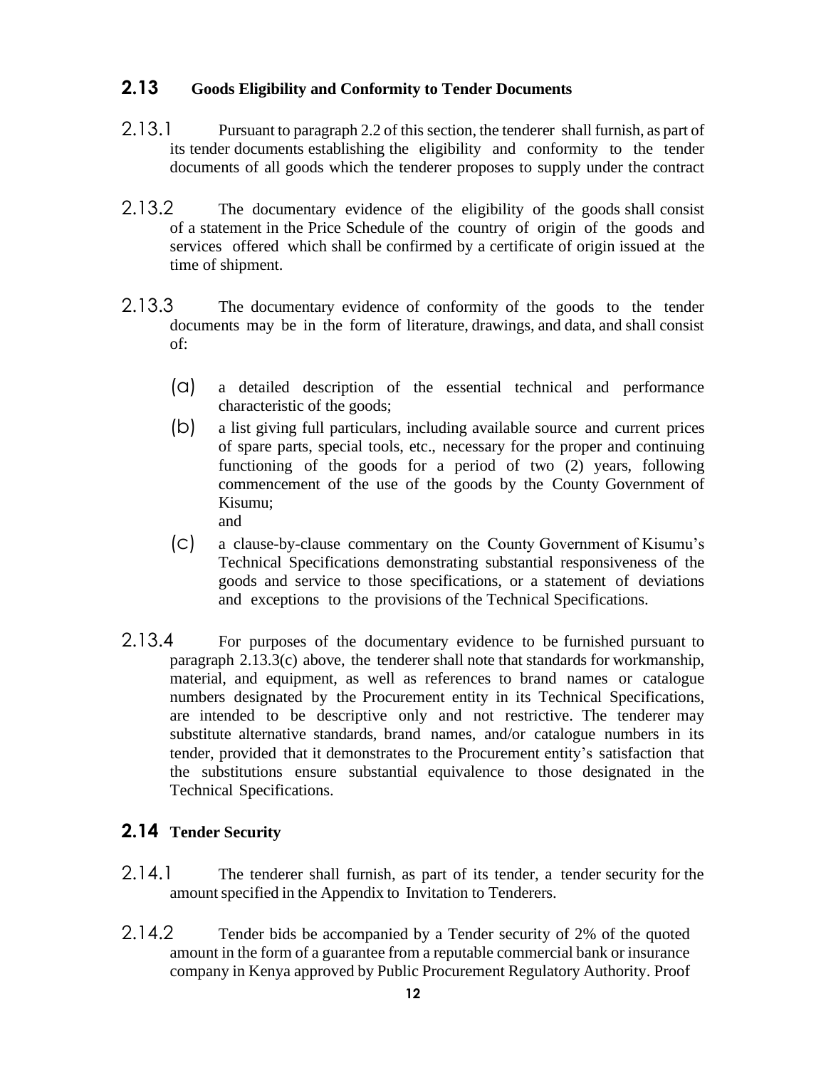## 2.13 Goods Eligibility and Conformity to Tender Documents

2.13.1 Pursuant to paragraph 2.2 of this section, the tenderer shall furnish, as part of its tender documents establishing the eligibility and conformity to the tender documents of all goods which the tenderer proposes to supply under the contract

2.13.2 The documentary evidence of the eligibility of the goods shall consist of a statement in the Price Schedule of the country of origin of the goods and services offered which shall be confirmed by a certificate of origin issued at the time of shipment.

2.13.3 The documentary evidence of conformity of the goods to the tender documents may be in the form of literature, drawings, and data, and shall consist of:

(a) a detailed description of the essential technical and performance characteristic of the goods;

(b) a list giving full particulars, including available source and current prices of spare parts, special tools, etc., necessary for the proper and continuing functioning of the goods for a period of two (2) years, following commencement of the use of the goods by the County Government of Kisumu;
and

(c) a clause-by-clause commentary on the County Government of Kisumu's Technical Specifications demonstrating substantial responsiveness of the goods and service to those specifications, or a statement of deviations and exceptions to the provisions of the Technical Specifications.

2.13.4 For purposes of the documentary evidence to be furnished pursuant to paragraph 2.13.3(c) above, the tenderer shall note that standards for workmanship, material, and equipment, as well as references to brand names or catalogue numbers designated by the Procurement entity in its Technical Specifications, are intended to be descriptive only and not restrictive. The tenderer may substitute alternative standards, brand names, and/or catalogue numbers in its tender, provided that it demonstrates to the Procurement entity's satisfaction that the substitutions ensure substantial equivalence to those designated in the Technical Specifications.

## 2.14 Tender Security

2.14.1 The tenderer shall furnish, as part of its tender, a tender security for the amount specified in the Appendix to Invitation to Tenderers.

2.14.2 Tender bids be accompanied by a Tender security of 2% of the quoted amount in the form of a guarantee from a reputable commercial bank or insurance company in Kenya approved by Public Procurement Regulatory Authority. Proof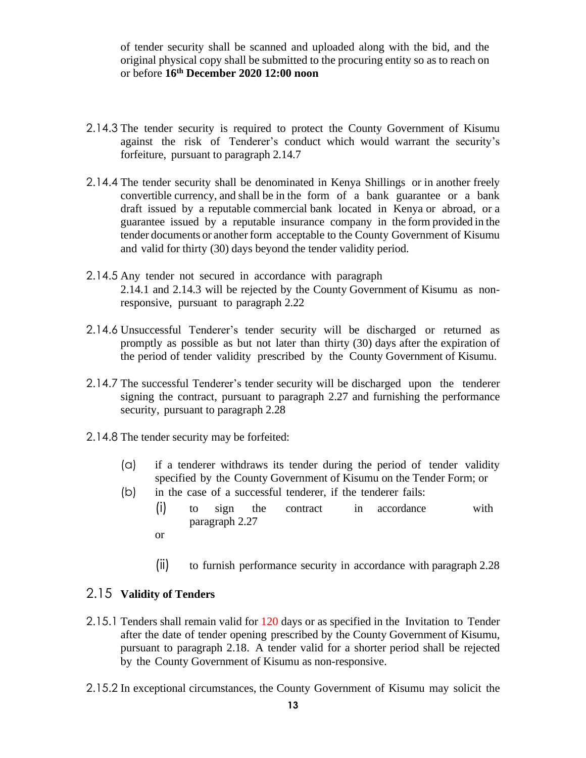of tender security shall be scanned and uploaded along with the bid, and the original physical copy shall be submitted to the procuring entity so as to reach on or before **16th December 2020 12:00 noon**

2.14.3 The tender security is required to protect the County Government of Kisumu against the risk of Tenderer's conduct which would warrant the security's forfeiture, pursuant to paragraph 2.14.7

2.14.4 The tender security shall be denominated in Kenya Shillings or in another freely convertible currency, and shall be in the form of a bank guarantee or a bank draft issued by a reputable commercial bank located in Kenya or abroad, or a guarantee issued by a reputable insurance company in the form provided in the tender documents or another form acceptable to the County Government of Kisumu and valid for thirty (30) days beyond the tender validity period.

2.14.5 Any tender not secured in accordance with paragraph 2.14.1 and 2.14.3 will be rejected by the County Government of Kisumu as non-responsive, pursuant to paragraph 2.22

2.14.6 Unsuccessful Tenderer's tender security will be discharged or returned as promptly as possible as but not later than thirty (30) days after the expiration of the period of tender validity prescribed by the County Government of Kisumu.

2.14.7 The successful Tenderer's tender security will be discharged upon the tenderer signing the contract, pursuant to paragraph 2.27 and furnishing the performance security, pursuant to paragraph 2.28

2.14.8 The tender security may be forfeited:

(a) if a tenderer withdraws its tender during the period of tender validity specified by the County Government of Kisumu on the Tender Form; or

(b) in the case of a successful tenderer, if the tenderer fails:

(i) to sign the contract in accordance with paragraph 2.27

or

(ii) to furnish performance security in accordance with paragraph 2.28

## 2.15 Validity of Tenders

2.15.1 Tenders shall remain valid for 120 days or as specified in the Invitation to Tender after the date of tender opening prescribed by the County Government of Kisumu, pursuant to paragraph 2.18. A tender valid for a shorter period shall be rejected by the County Government of Kisumu as non-responsive.

2.15.2 In exceptional circumstances, the County Government of Kisumu may solicit the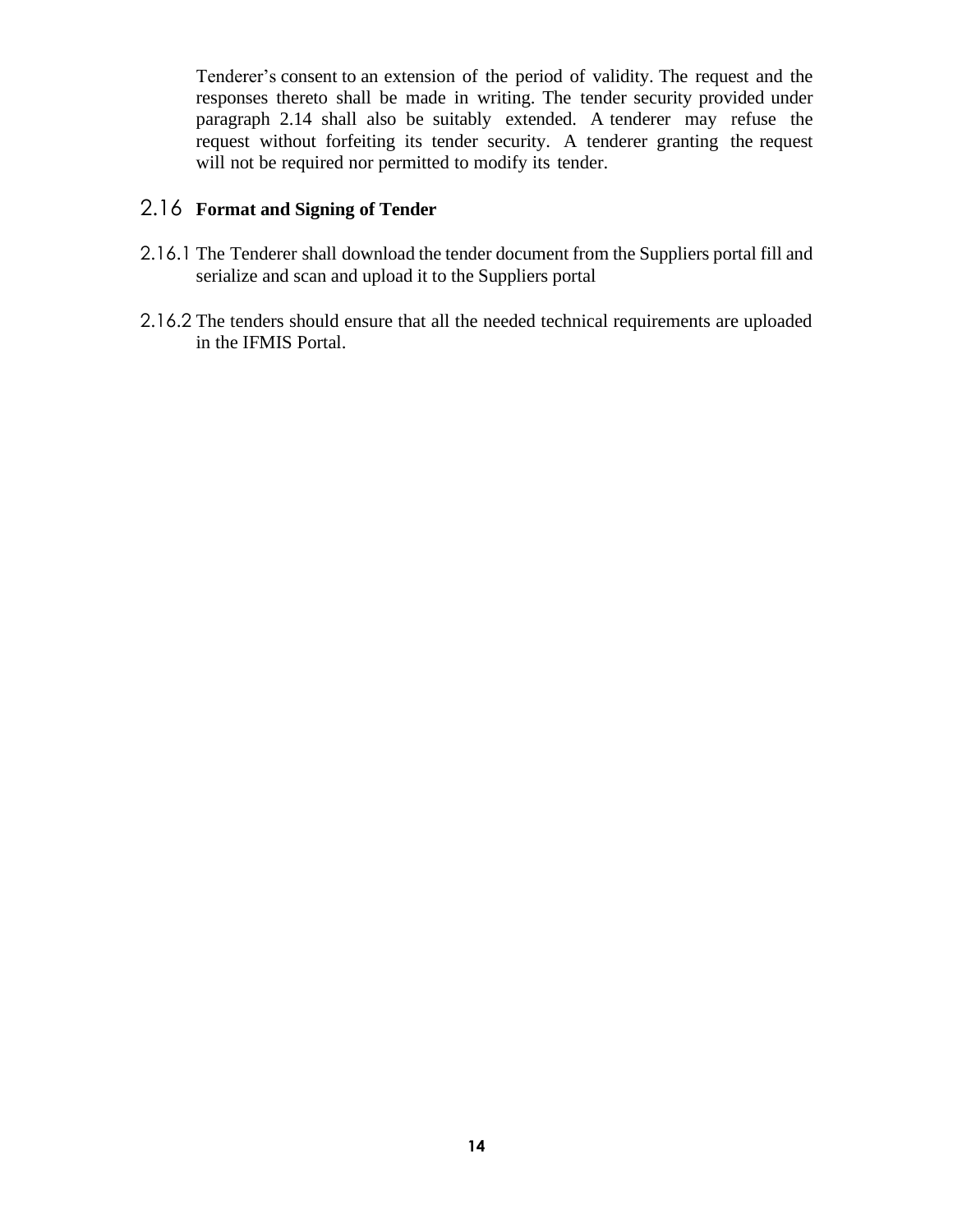Tenderer's consent to an extension of the period of validity. The request and the responses thereto shall be made in writing. The tender security provided under paragraph 2.14 shall also be suitably extended. A tenderer may refuse the request without forfeiting its tender security. A tenderer granting the request will not be required nor permitted to modify its tender.

## 2.16 Format and Signing of Tender

2.16.1 The Tenderer shall download the tender document from the Suppliers portal fill and serialize and scan and upload it to the Suppliers portal

2.16.2 The tenders should ensure that all the needed technical requirements are uploaded in the IFMIS Portal.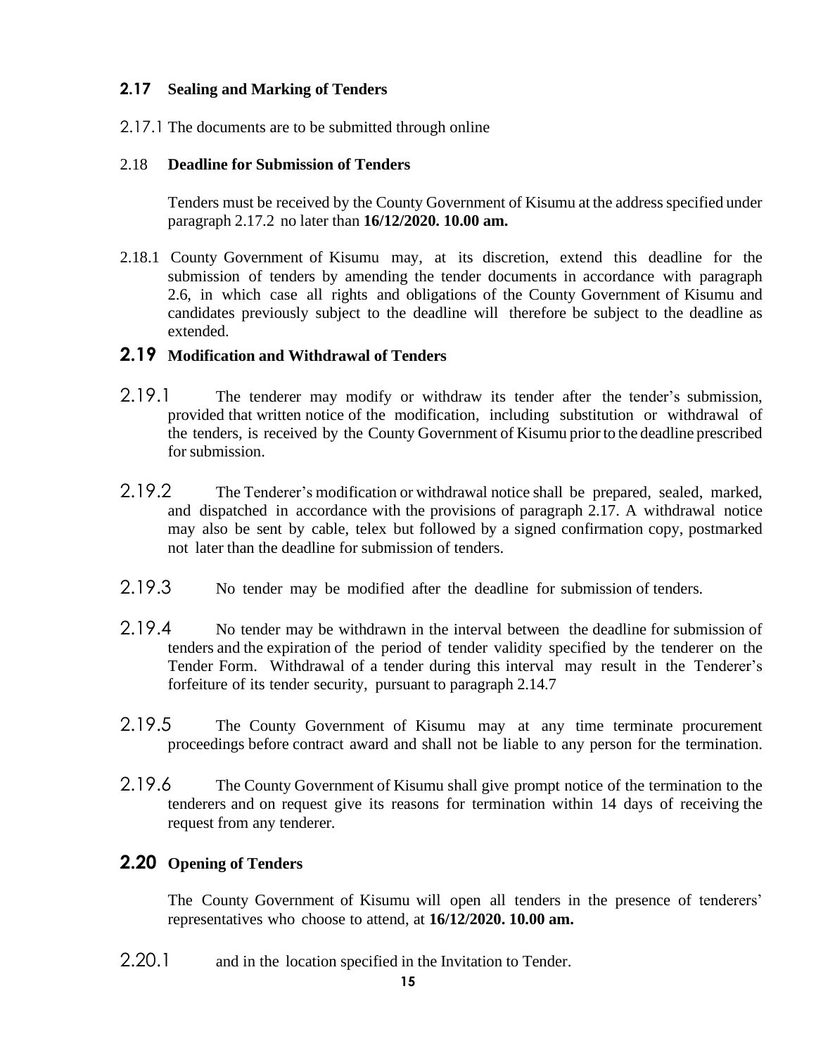## 2.17 Sealing and Marking of Tenders

2.17.1 The documents are to be submitted through online

## 2.18 Deadline for Submission of Tenders

Tenders must be received by the County Government of Kisumu at the address specified under paragraph 2.17.2 no later than **16/12/2020. 10.00 am.**

2.18.1 County Government of Kisumu may, at its discretion, extend this deadline for the submission of tenders by amending the tender documents in accordance with paragraph 2.6, in which case all rights and obligations of the County Government of Kisumu and candidates previously subject to the deadline will therefore be subject to the deadline as extended.

## 2.19 Modification and Withdrawal of Tenders

2.19.1 The tenderer may modify or withdraw its tender after the tender's submission, provided that written notice of the modification, including substitution or withdrawal of the tenders, is received by the County Government of Kisumu prior to the deadline prescribed for submission.

2.19.2 The Tenderer's modification or withdrawal notice shall be prepared, sealed, marked, and dispatched in accordance with the provisions of paragraph 2.17. A withdrawal notice may also be sent by cable, telex but followed by a signed confirmation copy, postmarked not later than the deadline for submission of tenders.

2.19.3 No tender may be modified after the deadline for submission of tenders.

2.19.4 No tender may be withdrawn in the interval between the deadline for submission of tenders and the expiration of the period of tender validity specified by the tenderer on the Tender Form. Withdrawal of a tender during this interval may result in the Tenderer's forfeiture of its tender security, pursuant to paragraph 2.14.7

2.19.5 The County Government of Kisumu may at any time terminate procurement proceedings before contract award and shall not be liable to any person for the termination.

2.19.6 The County Government of Kisumu shall give prompt notice of the termination to the tenderers and on request give its reasons for termination within 14 days of receiving the request from any tenderer.

## 2.20 Opening of Tenders

The County Government of Kisumu will open all tenders in the presence of tenderers' representatives who choose to attend, at **16/12/2020. 10.00 am.**

2.20.1 and in the location specified in the Invitation to Tender.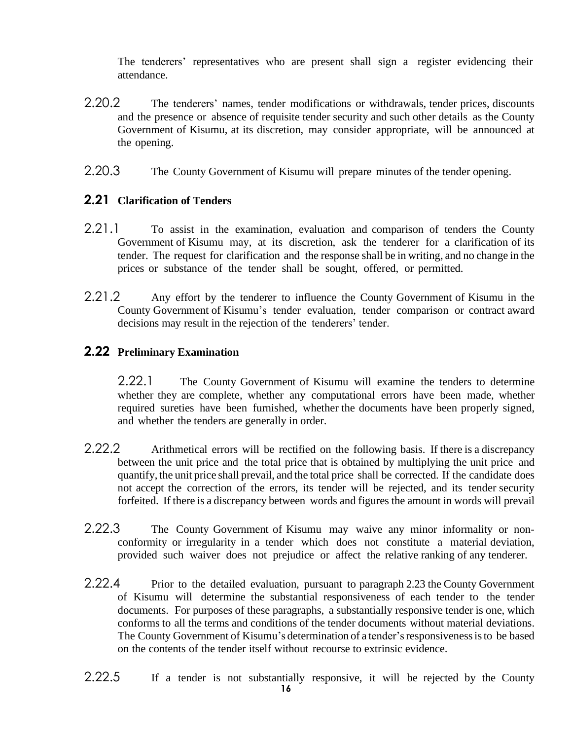The tenderers' representatives who are present shall sign a register evidencing their attendance.

2.20.2 The tenderers' names, tender modifications or withdrawals, tender prices, discounts and the presence or absence of requisite tender security and such other details as the County Government of Kisumu, at its discretion, may consider appropriate, will be announced at the opening.

2.20.3 The County Government of Kisumu will prepare minutes of the tender opening.

## 2.21 Clarification of Tenders

2.21.1 To assist in the examination, evaluation and comparison of tenders the County Government of Kisumu may, at its discretion, ask the tenderer for a clarification of its tender. The request for clarification and the response shall be in writing, and no change in the prices or substance of the tender shall be sought, offered, or permitted.

2.21.2 Any effort by the tenderer to influence the County Government of Kisumu in the County Government of Kisumu's tender evaluation, tender comparison or contract award decisions may result in the rejection of the tenderers' tender.

## 2.22 Preliminary Examination

2.22.1 The County Government of Kisumu will examine the tenders to determine whether they are complete, whether any computational errors have been made, whether required sureties have been furnished, whether the documents have been properly signed, and whether the tenders are generally in order.

2.22.2 Arithmetical errors will be rectified on the following basis. If there is a discrepancy between the unit price and the total price that is obtained by multiplying the unit price and quantify, the unit price shall prevail, and the total price shall be corrected. If the candidate does not accept the correction of the errors, its tender will be rejected, and its tender security forfeited. If there is a discrepancy between words and figures the amount in words will prevail

2.22.3 The County Government of Kisumu may waive any minor informality or non-conformity or irregularity in a tender which does not constitute a material deviation, provided such waiver does not prejudice or affect the relative ranking of any tenderer.

2.22.4 Prior to the detailed evaluation, pursuant to paragraph 2.23 the County Government of Kisumu will determine the substantial responsiveness of each tender to the tender documents. For purposes of these paragraphs, a substantially responsive tender is one, which conforms to all the terms and conditions of the tender documents without material deviations. The County Government of Kisumu's determination of a tender's responsiveness is to be based on the contents of the tender itself without recourse to extrinsic evidence.

2.22.5 If a tender is not substantially responsive, it will be rejected by the County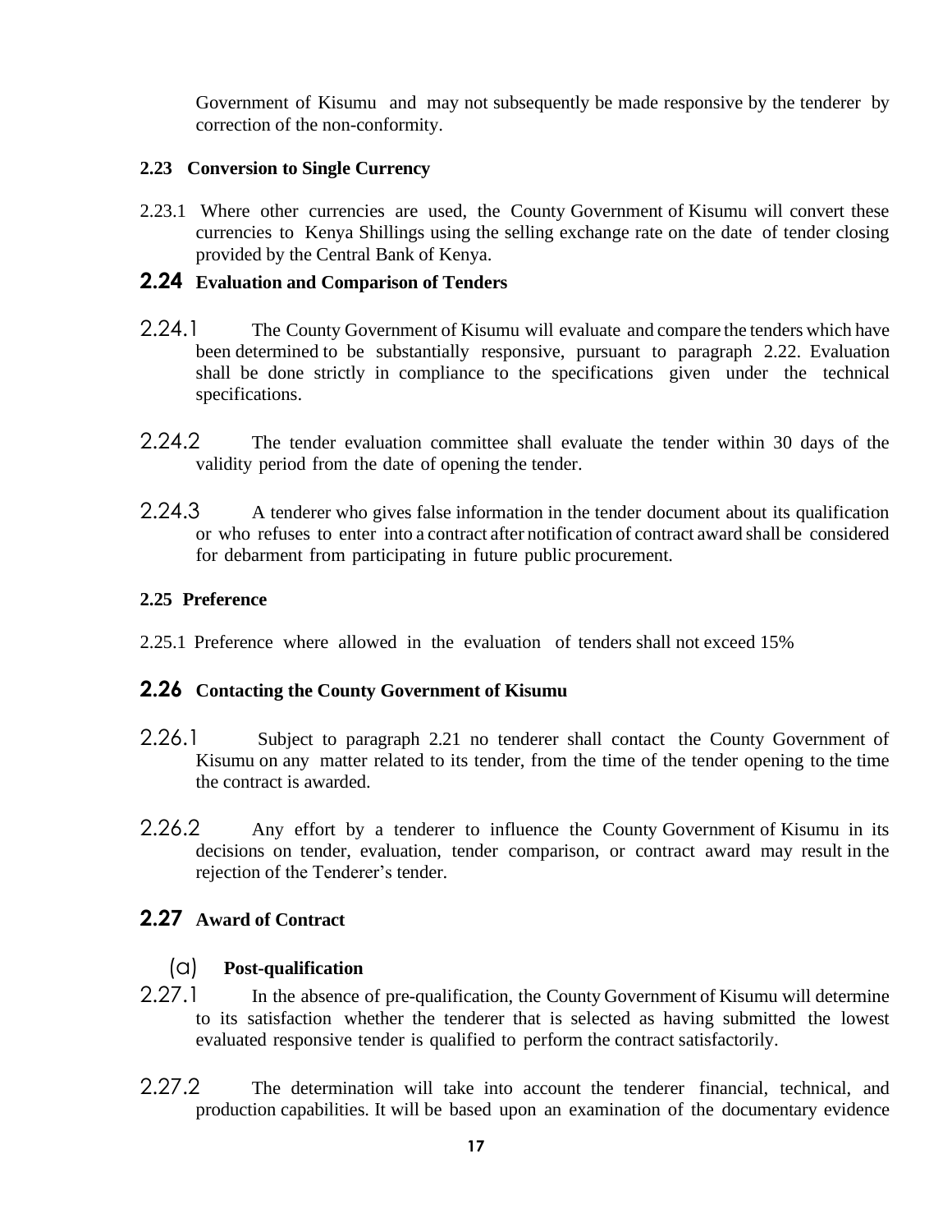Government of Kisumu and may not subsequently be made responsive by the tenderer by correction of the non-conformity.

**2.23 Conversion to Single Currency**

2.23.1 Where other currencies are used, the County Government of Kisumu will convert these currencies to Kenya Shillings using the selling exchange rate on the date of tender closing provided by the Central Bank of Kenya.

## 2.24 Evaluation and Comparison of Tenders

2.24.1 The County Government of Kisumu will evaluate and compare the tenders which have been determined to be substantially responsive, pursuant to paragraph 2.22. Evaluation shall be done strictly in compliance to the specifications given under the technical specifications.

2.24.2 The tender evaluation committee shall evaluate the tender within 30 days of the validity period from the date of opening the tender.

2.24.3 A tenderer who gives false information in the tender document about its qualification or who refuses to enter into a contract after notification of contract award shall be considered for debarment from participating in future public procurement.

**2.25 Preference**

2.25.1 Preference where allowed in the evaluation of tenders shall not exceed 15%

## 2.26 Contacting the County Government of Kisumu

2.26.1 Subject to paragraph 2.21 no tenderer shall contact the County Government of Kisumu on any matter related to its tender, from the time of the tender opening to the time the contract is awarded.

2.26.2 Any effort by a tenderer to influence the County Government of Kisumu in its decisions on tender, evaluation, tender comparison, or contract award may result in the rejection of the Tenderer's tender.

## 2.27 Award of Contract

(a) **Post-qualification**

2.27.1 In the absence of pre-qualification, the County Government of Kisumu will determine to its satisfaction whether the tenderer that is selected as having submitted the lowest evaluated responsive tender is qualified to perform the contract satisfactorily.

2.27.2 The determination will take into account the tenderer financial, technical, and production capabilities. It will be based upon an examination of the documentary evidence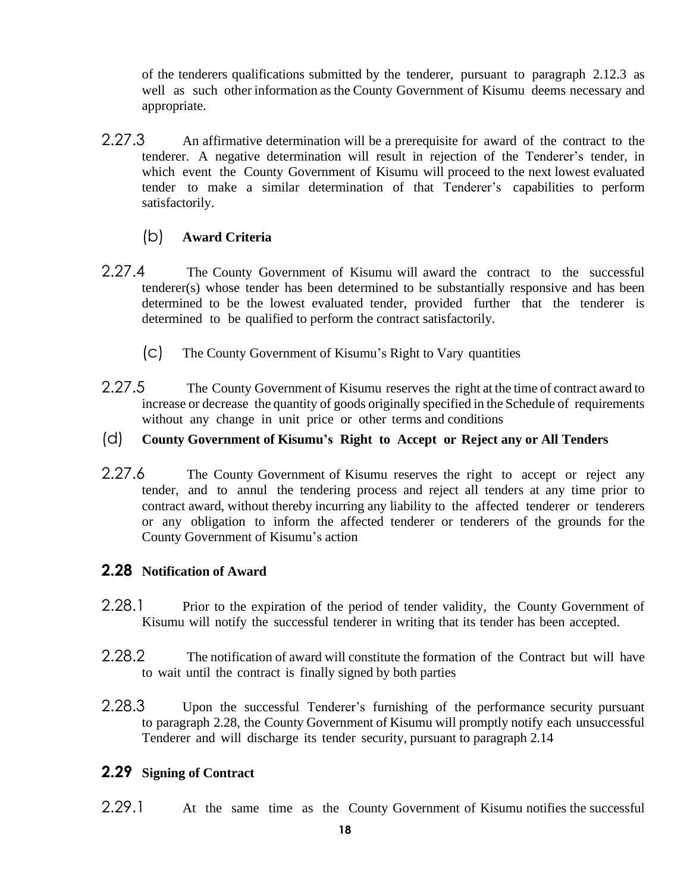of the tenderers qualifications submitted by the tenderer, pursuant to paragraph 2.12.3 as well as such other information as the County Government of Kisumu deems necessary and appropriate.

2.27.3 An affirmative determination will be a prerequisite for award of the contract to the tenderer. A negative determination will result in rejection of the Tenderer's tender, in which event the County Government of Kisumu will proceed to the next lowest evaluated tender to make a similar determination of that Tenderer's capabilities to perform satisfactorily.

(b) **Award Criteria**

2.27.4 The County Government of Kisumu will award the contract to the successful tenderer(s) whose tender has been determined to be substantially responsive and has been determined to be the lowest evaluated tender, provided further that the tenderer is determined to be qualified to perform the contract satisfactorily.

(c) The County Government of Kisumu's Right to Vary quantities

2.27.5 The County Government of Kisumu reserves the right at the time of contract award to increase or decrease the quantity of goods originally specified in the Schedule of requirements without any change in unit price or other terms and conditions

(d) **County Government of Kisumu's Right to Accept or Reject any or All Tenders**

2.27.6 The County Government of Kisumu reserves the right to accept or reject any tender, and to annul the tendering process and reject all tenders at any time prior to contract award, without thereby incurring any liability to the affected tenderer or tenderers or any obligation to inform the affected tenderer or tenderers of the grounds for the County Government of Kisumu's action

## 2.28 Notification of Award

2.28.1 Prior to the expiration of the period of tender validity, the County Government of Kisumu will notify the successful tenderer in writing that its tender has been accepted.

2.28.2 The notification of award will constitute the formation of the Contract but will have to wait until the contract is finally signed by both parties

2.28.3 Upon the successful Tenderer's furnishing of the performance security pursuant to paragraph 2.28, the County Government of Kisumu will promptly notify each unsuccessful Tenderer and will discharge its tender security, pursuant to paragraph 2.14

## 2.29 Signing of Contract

2.29.1 At the same time as the County Government of Kisumu notifies the successful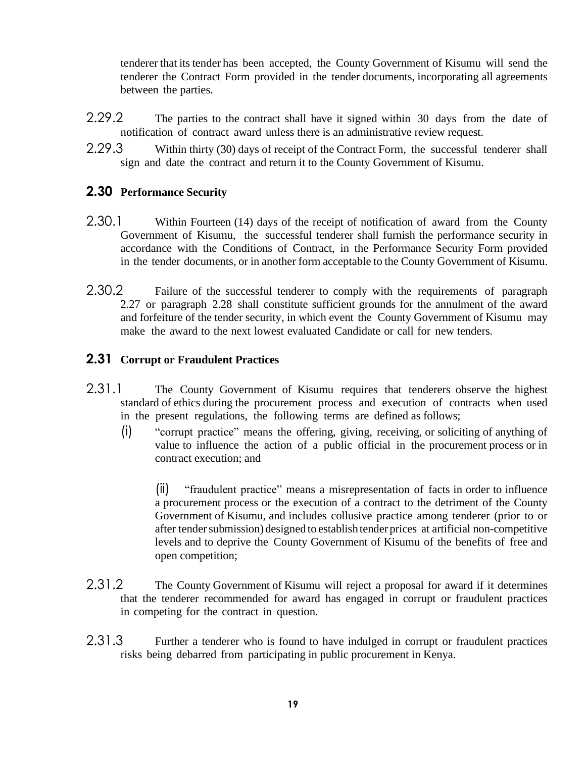tenderer that its tender has been accepted, the County Government of Kisumu will send the tenderer the Contract Form provided in the tender documents, incorporating all agreements between the parties.

2.29.2 The parties to the contract shall have it signed within 30 days from the date of notification of contract award unless there is an administrative review request.

2.29.3 Within thirty (30) days of receipt of the Contract Form, the successful tenderer shall sign and date the contract and return it to the County Government of Kisumu.

## 2.30 Performance Security

2.30.1 Within Fourteen (14) days of the receipt of notification of award from the County Government of Kisumu, the successful tenderer shall furnish the performance security in accordance with the Conditions of Contract, in the Performance Security Form provided in the tender documents, or in another form acceptable to the County Government of Kisumu.

2.30.2 Failure of the successful tenderer to comply with the requirements of paragraph 2.27 or paragraph 2.28 shall constitute sufficient grounds for the annulment of the award and forfeiture of the tender security, in which event the County Government of Kisumu may make the award to the next lowest evaluated Candidate or call for new tenders.

## 2.31 Corrupt or Fraudulent Practices

2.31.1 The County Government of Kisumu requires that tenderers observe the highest standard of ethics during the procurement process and execution of contracts when used in the present regulations, the following terms are defined as follows;

(i) "corrupt practice" means the offering, giving, receiving, or soliciting of anything of value to influence the action of a public official in the procurement process or in contract execution; and

(ii) "fraudulent practice" means a misrepresentation of facts in order to influence a procurement process or the execution of a contract to the detriment of the County Government of Kisumu, and includes collusive practice among tenderer (prior to or after tender submission) designed to establish tender prices at artificial non-competitive levels and to deprive the County Government of Kisumu of the benefits of free and open competition;

2.31.2 The County Government of Kisumu will reject a proposal for award if it determines that the tenderer recommended for award has engaged in corrupt or fraudulent practices in competing for the contract in question.

2.31.3 Further a tenderer who is found to have indulged in corrupt or fraudulent practices risks being debarred from participating in public procurement in Kenya.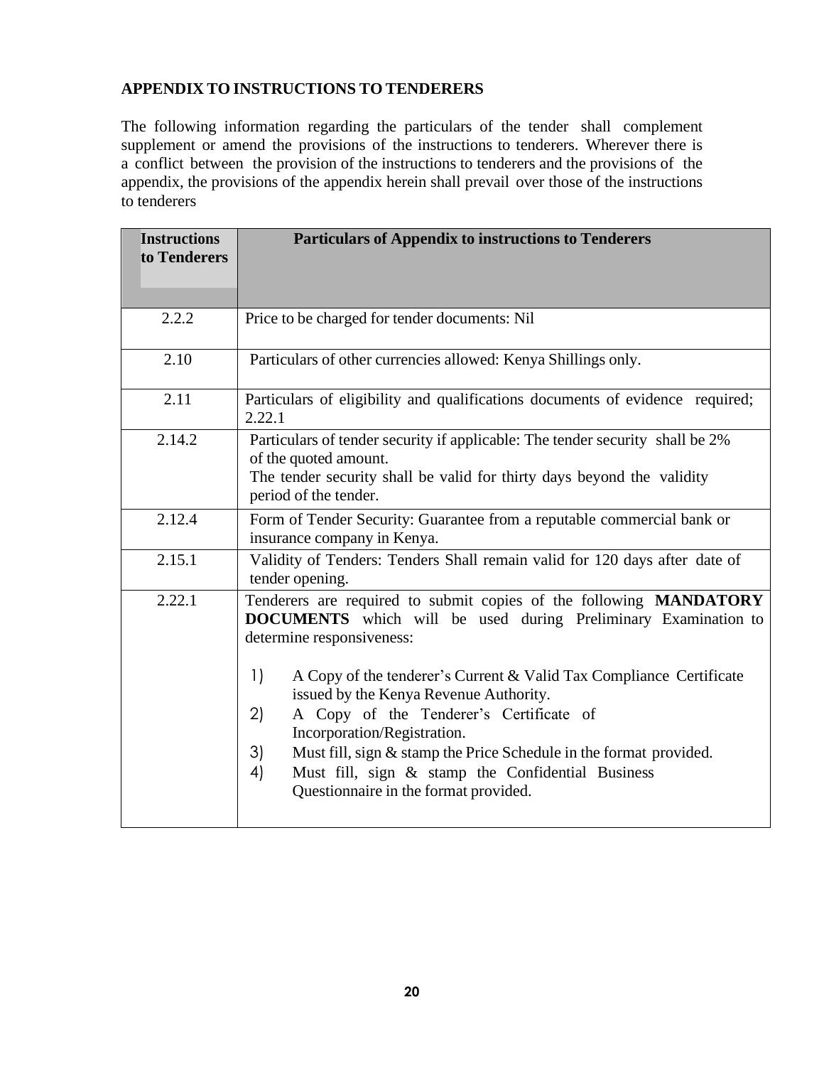**APPENDIX TO INSTRUCTIONS TO TENDERERS**

The following information regarding the particulars of the tender shall complement supplement or amend the provisions of the instructions to tenderers. Wherever there is a conflict between the provision of the instructions to tenderers and the provisions of the appendix, the provisions of the appendix herein shall prevail over those of the instructions to tenderers

| Instructions to Tenderers | Particulars of Appendix to instructions to Tenderers |
|---|---|
| 2.2.2 | Price to be charged for tender documents: Nil |
| 2.10 | Particulars of other currencies allowed: Kenya Shillings only. |
| 2.11 | Particulars of eligibility and qualifications documents of evidence required; 2.22.1 |
| 2.14.2 | Particulars of tender security if applicable: The tender security shall be 2% of the quoted amount.<br>The tender security shall be valid for thirty days beyond the validity period of the tender. |
| 2.12.4 | Form of Tender Security: Guarantee from a reputable commercial bank or insurance company in Kenya. |
| 2.15.1 | Validity of Tenders: Tenders Shall remain valid for 120 days after date of tender opening. |
| 2.22.1 | Tenderers are required to submit copies of the following **MANDATORY DOCUMENTS** which will be used during Preliminary Examination to determine responsiveness:<br>1) A Copy of the tenderer's Current & Valid Tax Compliance Certificate issued by the Kenya Revenue Authority.<br>2) A Copy of the Tenderer's Certificate of Incorporation/Registration.<br>3) Must fill, sign & stamp the Price Schedule in the format provided.<br>4) Must fill, sign & stamp the Confidential Business Questionnaire in the format provided. |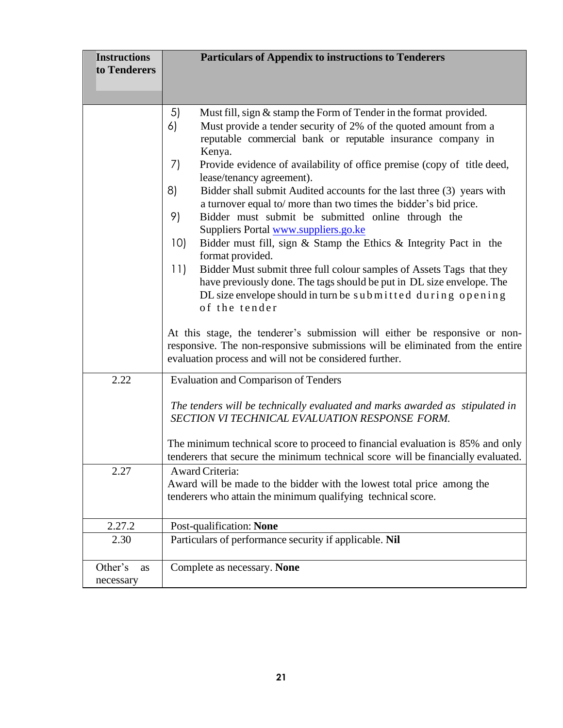| Instructions to Tenderers | Particulars of Appendix to instructions to Tenderers |
|---|---|
| | 5) Must fill, sign & stamp the Form of Tender in the format provided.<br>6) Must provide a tender security of 2% of the quoted amount from a reputable commercial bank or reputable insurance company in Kenya.<br>7) Provide evidence of availability of office premise (copy of title deed, lease/tenancy agreement).<br>8) Bidder shall submit Audited accounts for the last three (3) years with a turnover equal to/ more than two times the bidder's bid price.<br>9) Bidder must submit be submitted online through the Suppliers Portal [www.suppliers.go.ke](http://www.suppliers.go.ke)<br>10) Bidder must fill, sign & Stamp the Ethics & Integrity Pact in the format provided.<br>11) Bidder Must submit three full colour samples of Assets Tags that they have previously done. The tags should be put in DL size envelope. The DL size envelope should in turn be submitted during opening of the tender<br><br>At this stage, the tenderer's submission will either be responsive or non-responsive. The non-responsive submissions will be eliminated from the entire evaluation process and will not be considered further. |
| 2.22 | Evaluation and Comparison of Tenders<br><br>*The tenders will be technically evaluated and marks awarded as stipulated in SECTION VI TECHNICAL EVALUATION RESPONSE FORM.*<br><br>The minimum technical score to proceed to financial evaluation is 85% and only tenderers that secure the minimum technical score will be financially evaluated. |
| 2.27 | Award Criteria:<br>Award will be made to the bidder with the lowest total price among the tenderers who attain the minimum qualifying technical score. |
| 2.27.2 | Post-qualification: **None** |
| 2.30 | Particulars of performance security if applicable. **Nil** |
| Other's as necessary | Complete as necessary. **None** |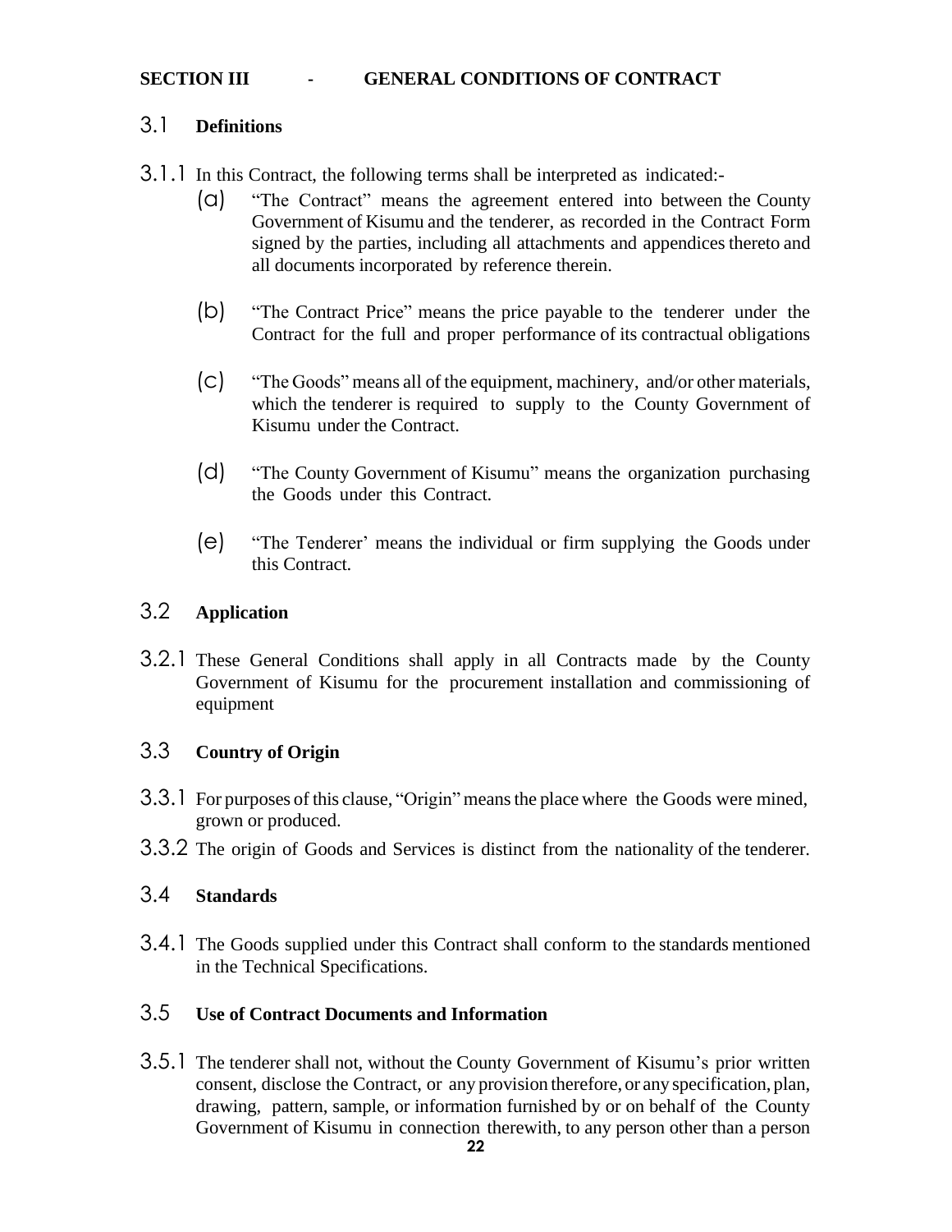## SECTION III - GENERAL CONDITIONS OF CONTRACT

### 3.1 Definitions

3.1.1 In this Contract, the following terms shall be interpreted as indicated:-

(a) "The Contract" means the agreement entered into between the County Government of Kisumu and the tenderer, as recorded in the Contract Form signed by the parties, including all attachments and appendices thereto and all documents incorporated by reference therein.

(b) "The Contract Price" means the price payable to the tenderer under the Contract for the full and proper performance of its contractual obligations

(c) "The Goods" means all of the equipment, machinery, and/or other materials, which the tenderer is required to supply to the County Government of Kisumu under the Contract.

(d) "The County Government of Kisumu" means the organization purchasing the Goods under this Contract.

(e) "The Tenderer' means the individual or firm supplying the Goods under this Contract.

### 3.2 Application

3.2.1 These General Conditions shall apply in all Contracts made by the County Government of Kisumu for the procurement installation and commissioning of equipment

### 3.3 Country of Origin

3.3.1 For purposes of this clause, "Origin" means the place where the Goods were mined, grown or produced.

3.3.2 The origin of Goods and Services is distinct from the nationality of the tenderer.

### 3.4 Standards

3.4.1 The Goods supplied under this Contract shall conform to the standards mentioned in the Technical Specifications.

### 3.5 Use of Contract Documents and Information

3.5.1 The tenderer shall not, without the County Government of Kisumu's prior written consent, disclose the Contract, or any provision therefore, or any specification, plan, drawing, pattern, sample, or information furnished by or on behalf of the County Government of Kisumu in connection therewith, to any person other than a person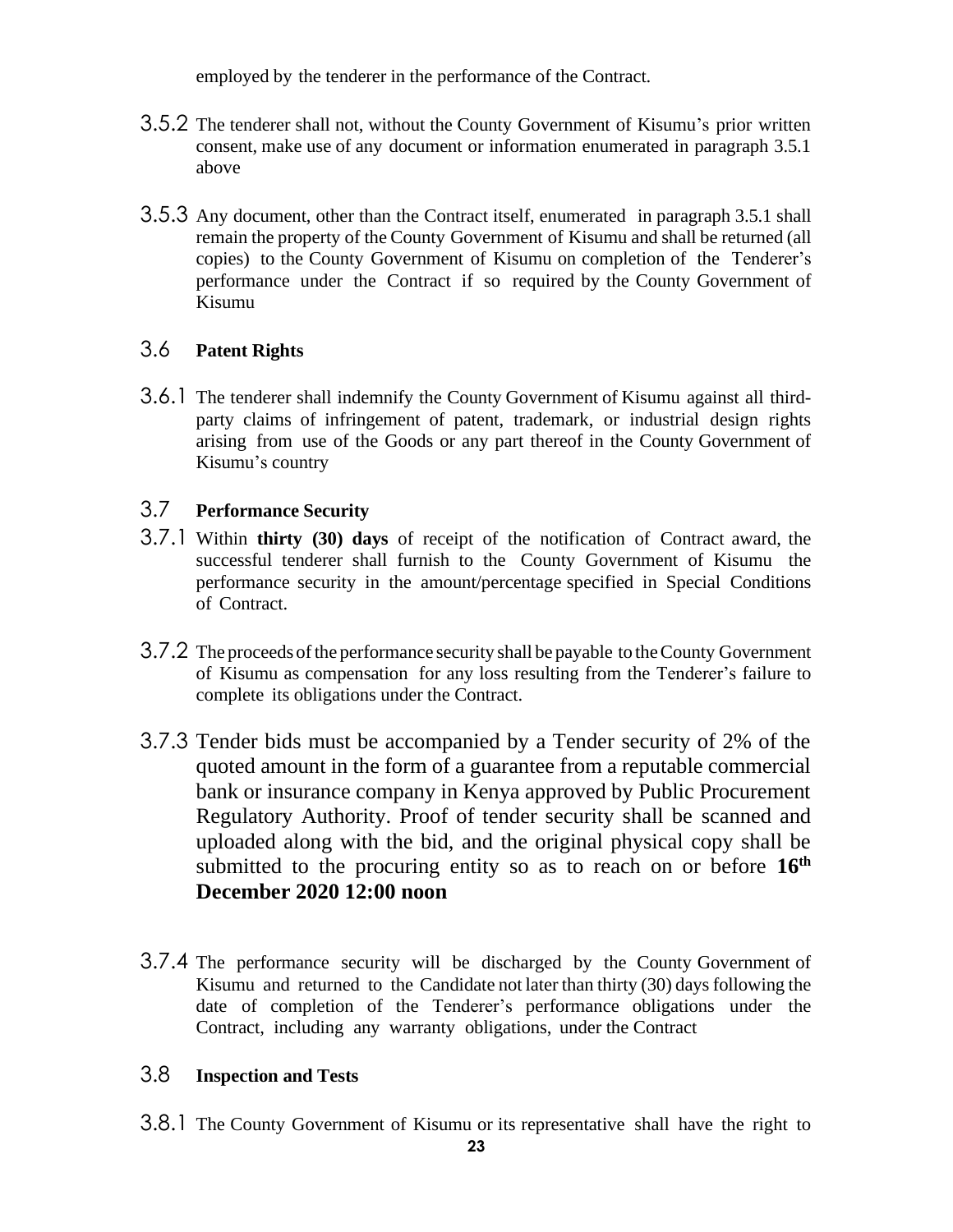employed by the tenderer in the performance of the Contract.

3.5.2 The tenderer shall not, without the County Government of Kisumu's prior written consent, make use of any document or information enumerated in paragraph 3.5.1 above

3.5.3 Any document, other than the Contract itself, enumerated in paragraph 3.5.1 shall remain the property of the County Government of Kisumu and shall be returned (all copies) to the County Government of Kisumu on completion of the Tenderer's performance under the Contract if so required by the County Government of Kisumu

## 3.6 **Patent Rights**

3.6.1 The tenderer shall indemnify the County Government of Kisumu against all third-party claims of infringement of patent, trademark, or industrial design rights arising from use of the Goods or any part thereof in the County Government of Kisumu's country

## 3.7 **Performance Security**

3.7.1 Within **thirty (30) days** of receipt of the notification of Contract award, the successful tenderer shall furnish to the County Government of Kisumu the performance security in the amount/percentage specified in Special Conditions of Contract.

3.7.2 The proceeds of the performance security shall be payable to the County Government of Kisumu as compensation for any loss resulting from the Tenderer's failure to complete its obligations under the Contract.

3.7.3 Tender bids must be accompanied by a Tender security of 2% of the quoted amount in the form of a guarantee from a reputable commercial bank or insurance company in Kenya approved by Public Procurement Regulatory Authority. Proof of tender security shall be scanned and uploaded along with the bid, and the original physical copy shall be submitted to the procuring entity so as to reach on or before **16th December 2020 12:00 noon**

3.7.4 The performance security will be discharged by the County Government of Kisumu and returned to the Candidate not later than thirty (30) days following the date of completion of the Tenderer's performance obligations under the Contract, including any warranty obligations, under the Contract

## 3.8 **Inspection and Tests**

3.8.1 The County Government of Kisumu or its representative shall have the right to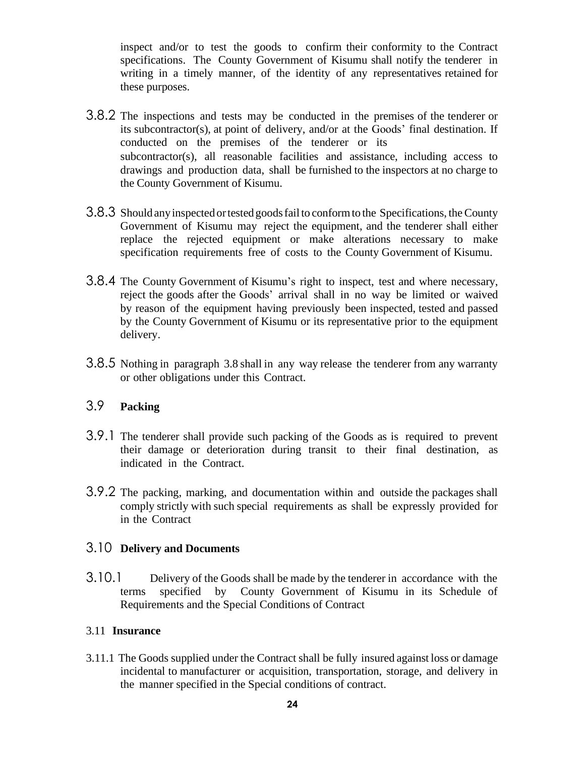inspect and/or to test the goods to confirm their conformity to the Contract specifications. The County Government of Kisumu shall notify the tenderer in writing in a timely manner, of the identity of any representatives retained for these purposes.

3.8.2 The inspections and tests may be conducted in the premises of the tenderer or its subcontractor(s), at point of delivery, and/or at the Goods' final destination. If conducted on the premises of the tenderer or its subcontractor(s), all reasonable facilities and assistance, including access to drawings and production data, shall be furnished to the inspectors at no charge to the County Government of Kisumu.

3.8.3 Should any inspected or tested goods fail to conform to the Specifications, the County Government of Kisumu may reject the equipment, and the tenderer shall either replace the rejected equipment or make alterations necessary to make specification requirements free of costs to the County Government of Kisumu.

3.8.4 The County Government of Kisumu's right to inspect, test and where necessary, reject the goods after the Goods' arrival shall in no way be limited or waived by reason of the equipment having previously been inspected, tested and passed by the County Government of Kisumu or its representative prior to the equipment delivery.

3.8.5 Nothing in paragraph 3.8 shall in any way release the tenderer from any warranty or other obligations under this Contract.

### 3.9 **Packing**

3.9.1 The tenderer shall provide such packing of the Goods as is required to prevent their damage or deterioration during transit to their final destination, as indicated in the Contract.

3.9.2 The packing, marking, and documentation within and outside the packages shall comply strictly with such special requirements as shall be expressly provided for in the Contract

### 3.10 **Delivery and Documents**

3.10.1 Delivery of the Goods shall be made by the tenderer in accordance with the terms specified by County Government of Kisumu in its Schedule of Requirements and the Special Conditions of Contract

### 3.11 **Insurance**

3.11.1 The Goods supplied under the Contract shall be fully insured against loss or damage incidental to manufacturer or acquisition, transportation, storage, and delivery in the manner specified in the Special conditions of contract.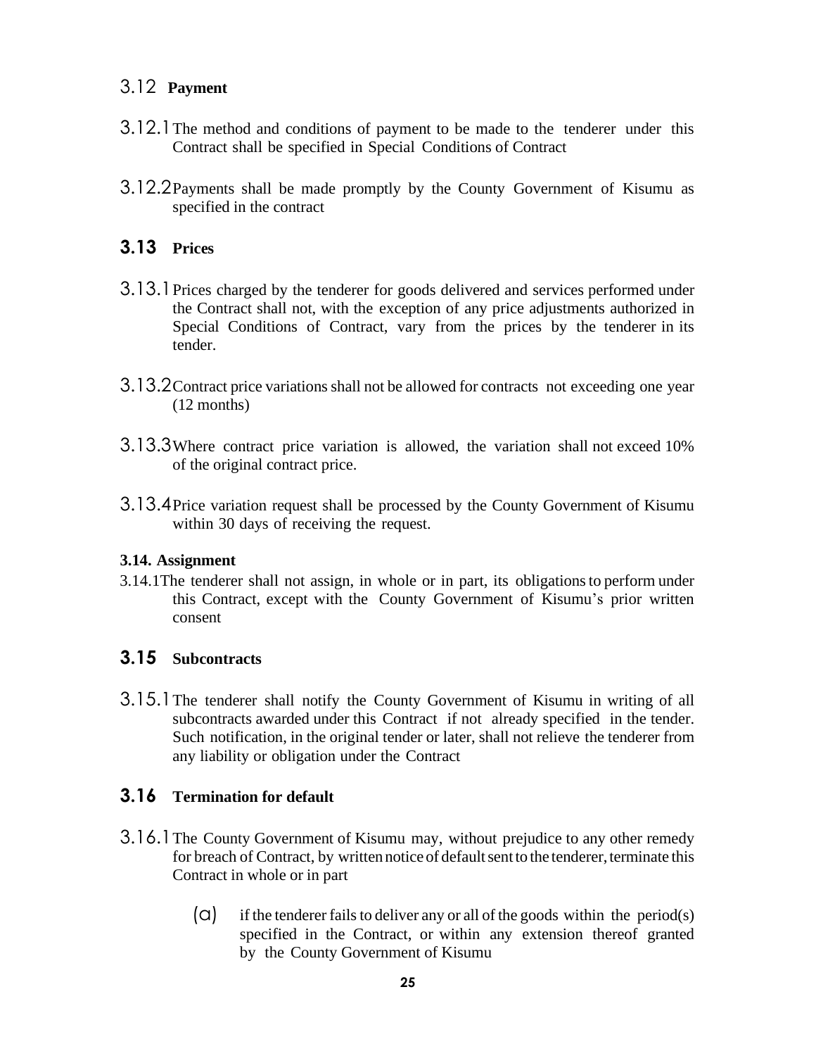## 3.12 Payment

3.12.1 The method and conditions of payment to be made to the tenderer under this Contract shall be specified in Special Conditions of Contract

3.12.2 Payments shall be made promptly by the County Government of Kisumu as specified in the contract

## 3.13 Prices

3.13.1 Prices charged by the tenderer for goods delivered and services performed under the Contract shall not, with the exception of any price adjustments authorized in Special Conditions of Contract, vary from the prices by the tenderer in its tender.

3.13.2 Contract price variations shall not be allowed for contracts not exceeding one year (12 months)

3.13.3 Where contract price variation is allowed, the variation shall not exceed 10% of the original contract price.

3.13.4 Price variation request shall be processed by the County Government of Kisumu within 30 days of receiving the request.

**3.14. Assignment**

3.14.1 The tenderer shall not assign, in whole or in part, its obligations to perform under this Contract, except with the County Government of Kisumu's prior written consent

## 3.15 Subcontracts

3.15.1 The tenderer shall notify the County Government of Kisumu in writing of all subcontracts awarded under this Contract if not already specified in the tender. Such notification, in the original tender or later, shall not relieve the tenderer from any liability or obligation under the Contract

## 3.16 Termination for default

3.16.1 The County Government of Kisumu may, without prejudice to any other remedy for breach of Contract, by written notice of default sent to the tenderer, terminate this Contract in whole or in part

(a) if the tenderer fails to deliver any or all of the goods within the period(s) specified in the Contract, or within any extension thereof granted by the County Government of Kisumu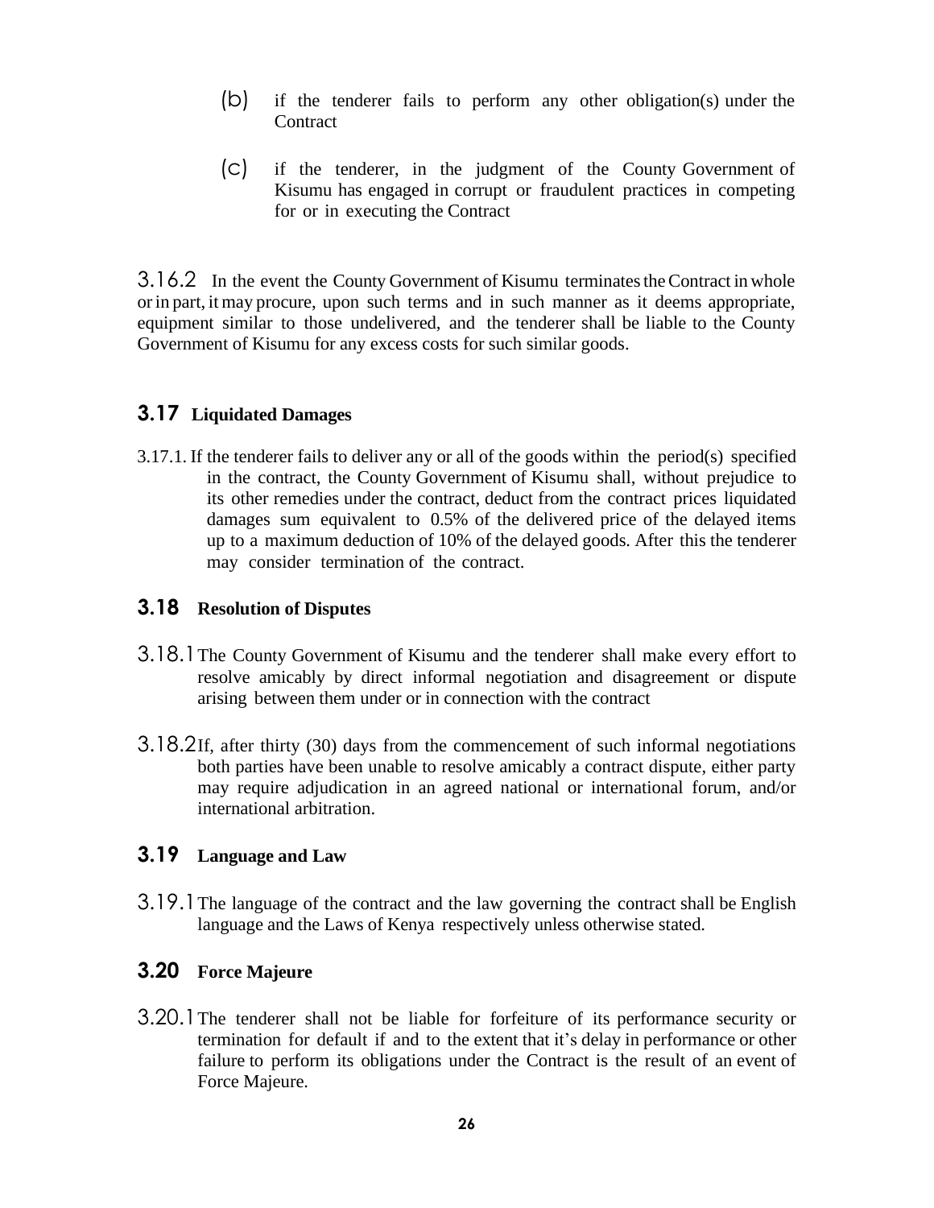(b) if the tenderer fails to perform any other obligation(s) under the Contract

(c) if the tenderer, in the judgment of the County Government of Kisumu has engaged in corrupt or fraudulent practices in competing for or in executing the Contract

3.16.2 In the event the County Government of Kisumu terminates the Contract in whole or in part, it may procure, upon such terms and in such manner as it deems appropriate, equipment similar to those undelivered, and the tenderer shall be liable to the County Government of Kisumu for any excess costs for such similar goods.

## 3.17 Liquidated Damages

3.17.1. If the tenderer fails to deliver any or all of the goods within the period(s) specified in the contract, the County Government of Kisumu shall, without prejudice to its other remedies under the contract, deduct from the contract prices liquidated damages sum equivalent to 0.5% of the delivered price of the delayed items up to a maximum deduction of 10% of the delayed goods. After this the tenderer may consider termination of the contract.

## 3.18 Resolution of Disputes

3.18.1 The County Government of Kisumu and the tenderer shall make every effort to resolve amicably by direct informal negotiation and disagreement or dispute arising between them under or in connection with the contract

3.18.2 If, after thirty (30) days from the commencement of such informal negotiations both parties have been unable to resolve amicably a contract dispute, either party may require adjudication in an agreed national or international forum, and/or international arbitration.

## 3.19 Language and Law

3.19.1 The language of the contract and the law governing the contract shall be English language and the Laws of Kenya respectively unless otherwise stated.

## 3.20 Force Majeure

3.20.1 The tenderer shall not be liable for forfeiture of its performance security or termination for default if and to the extent that it's delay in performance or other failure to perform its obligations under the Contract is the result of an event of Force Majeure.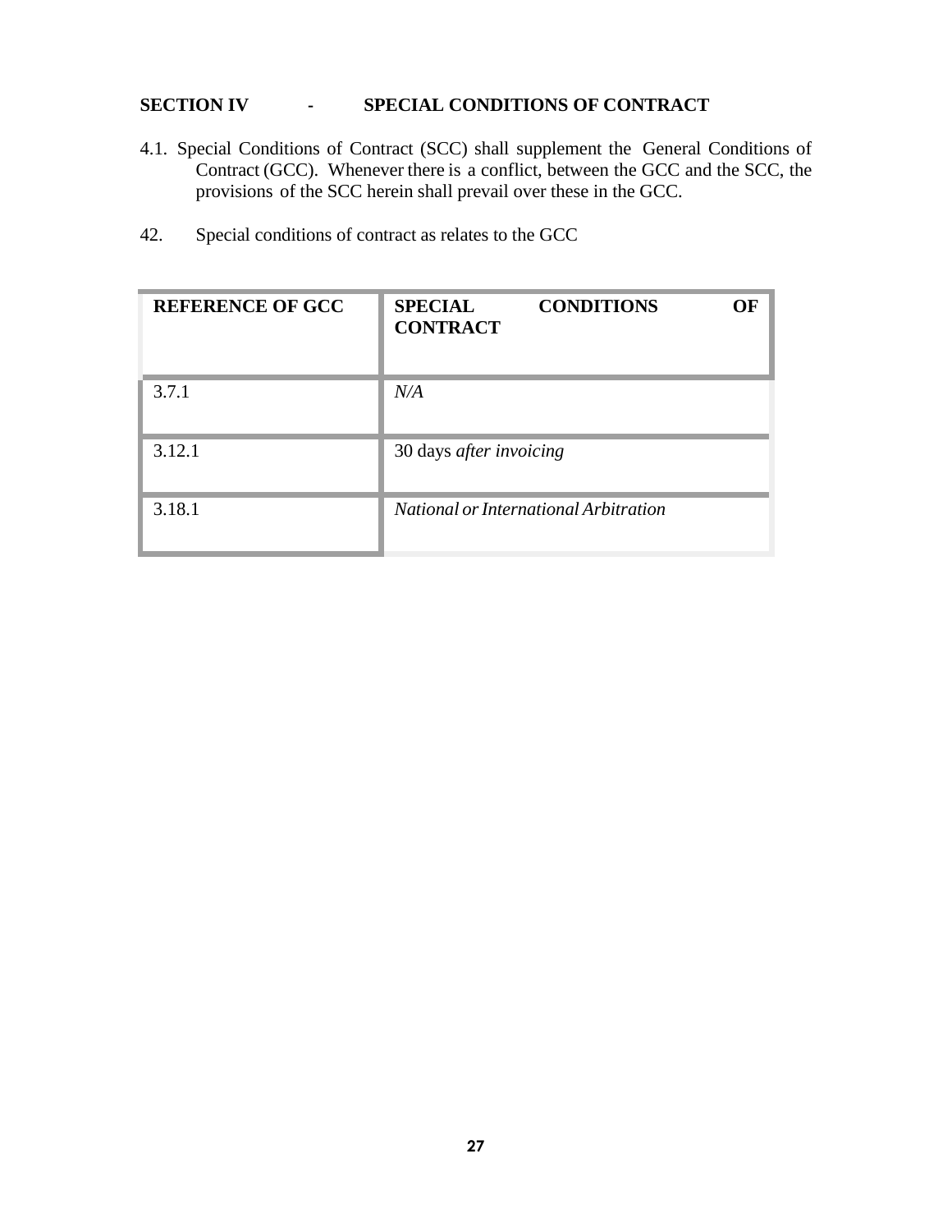## SECTION IV - SPECIAL CONDITIONS OF CONTRACT

4.1. Special Conditions of Contract (SCC) shall supplement the General Conditions of Contract (GCC). Whenever there is a conflict, between the GCC and the SCC, the provisions of the SCC herein shall prevail over these in the GCC.

42. Special conditions of contract as relates to the GCC

| **REFERENCE OF GCC** | **SPECIAL CONDITIONS OF CONTRACT** |
|---|---|
| 3.7.1 | *N/A* |
| 3.12.1 | 30 days *after invoicing* |
| 3.18.1 | *National or International Arbitration* |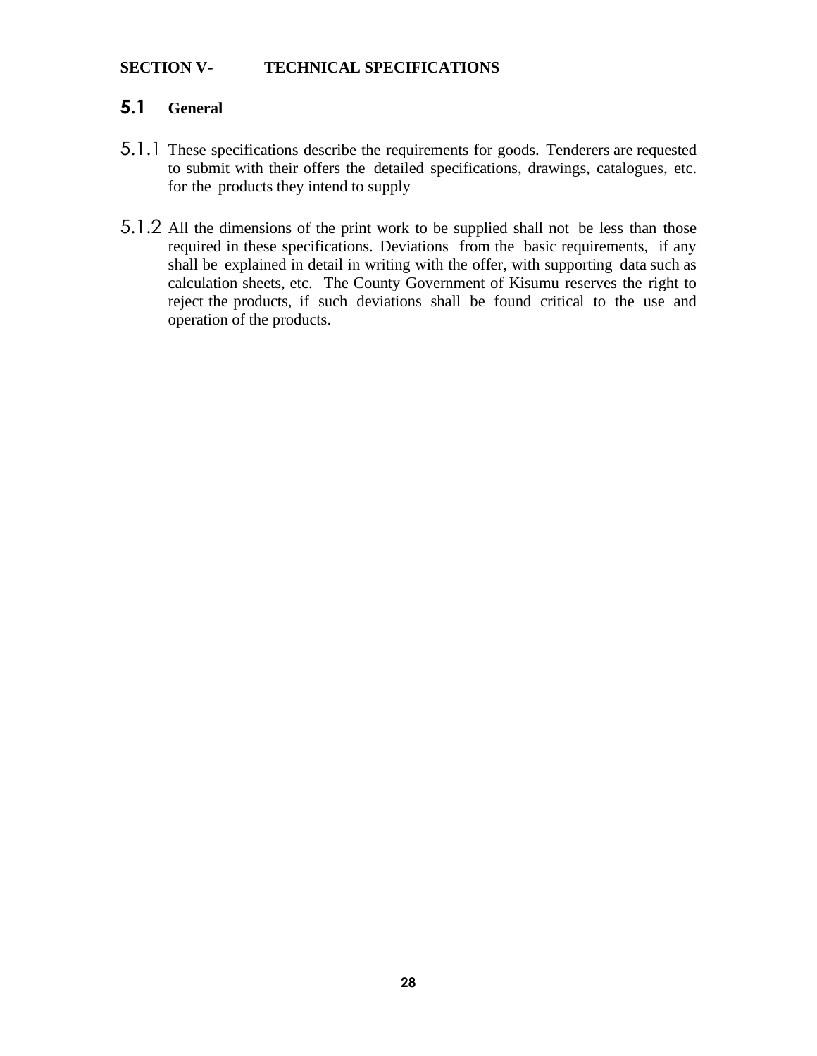## SECTION V- TECHNICAL SPECIFICATIONS

### 5.1 General

5.1.1 These specifications describe the requirements for goods. Tenderers are requested to submit with their offers the detailed specifications, drawings, catalogues, etc. for the products they intend to supply

5.1.2 All the dimensions of the print work to be supplied shall not be less than those required in these specifications. Deviations from the basic requirements, if any shall be explained in detail in writing with the offer, with supporting data such as calculation sheets, etc. The County Government of Kisumu reserves the right to reject the products, if such deviations shall be found critical to the use and operation of the products.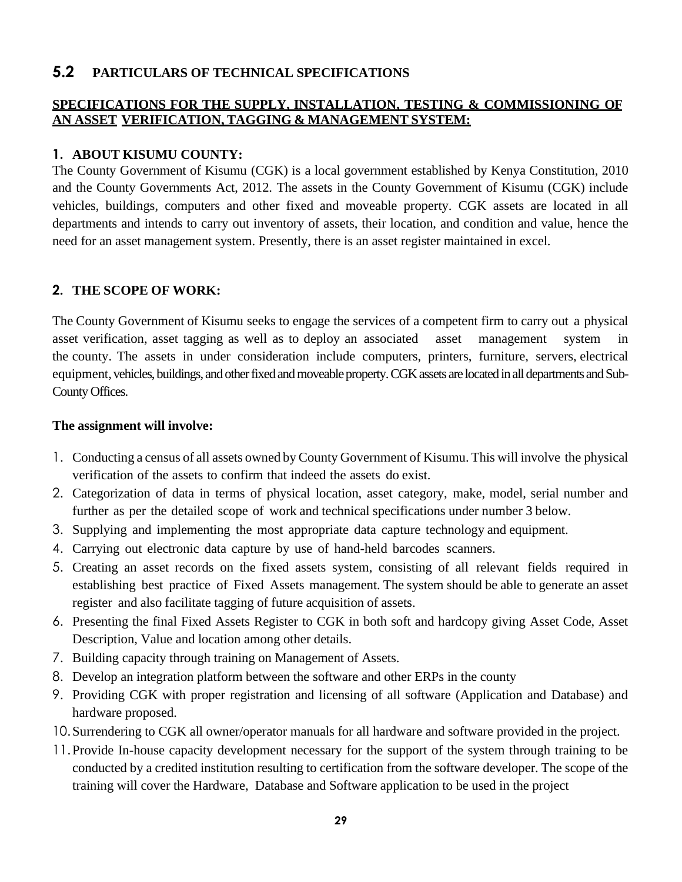## 5.2 PARTICULARS OF TECHNICAL SPECIFICATIONS

**SPECIFICATIONS FOR THE SUPPLY, INSTALLATION, TESTING & COMMISSIONING OF AN ASSET VERIFICATION, TAGGING & MANAGEMENT SYSTEM:**

### 1. ABOUT KISUMU COUNTY:

The County Government of Kisumu (CGK) is a local government established by Kenya Constitution, 2010 and the County Governments Act, 2012. The assets in the County Government of Kisumu (CGK) include vehicles, buildings, computers and other fixed and moveable property. CGK assets are located in all departments and intends to carry out inventory of assets, their location, and condition and value, hence the need for an asset management system. Presently, there is an asset register maintained in excel.

### 2. THE SCOPE OF WORK:

The County Government of Kisumu seeks to engage the services of a competent firm to carry out a physical asset verification, asset tagging as well as to deploy an associated asset management system in the county. The assets in under consideration include computers, printers, furniture, servers, electrical equipment, vehicles, buildings, and other fixed and moveable property. CGK assets are located in all departments and Sub-County Offices.

**The assignment will involve:**

1. Conducting a census of all assets owned by County Government of Kisumu. This will involve the physical verification of the assets to confirm that indeed the assets do exist.
2. Categorization of data in terms of physical location, asset category, make, model, serial number and further as per the detailed scope of work and technical specifications under number 3 below.
3. Supplying and implementing the most appropriate data capture technology and equipment.
4. Carrying out electronic data capture by use of hand-held barcodes scanners.
5. Creating an asset records on the fixed assets system, consisting of all relevant fields required in establishing best practice of Fixed Assets management. The system should be able to generate an asset register and also facilitate tagging of future acquisition of assets.
6. Presenting the final Fixed Assets Register to CGK in both soft and hardcopy giving Asset Code, Asset Description, Value and location among other details.
7. Building capacity through training on Management of Assets.
8. Develop an integration platform between the software and other ERPs in the county
9. Providing CGK with proper registration and licensing of all software (Application and Database) and hardware proposed.
10. Surrendering to CGK all owner/operator manuals for all hardware and software provided in the project.
11. Provide In-house capacity development necessary for the support of the system through training to be conducted by a credited institution resulting to certification from the software developer. The scope of the training will cover the Hardware, Database and Software application to be used in the project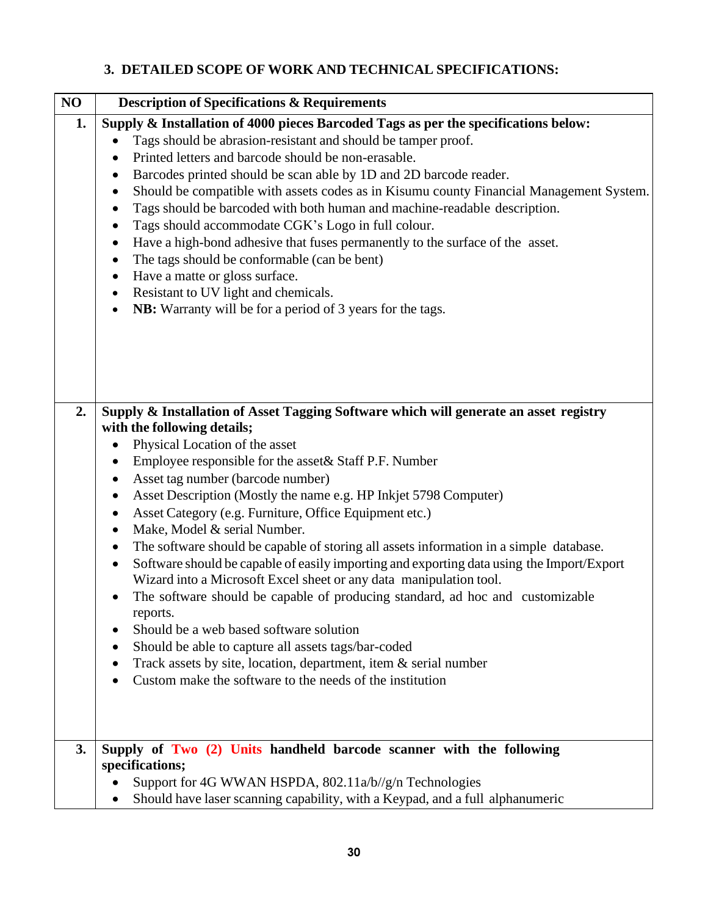### 3. DETAILED SCOPE OF WORK AND TECHNICAL SPECIFICATIONS:

| NO | Description of Specifications & Requirements |
|---|---|
| 1. | **Supply & Installation of 4000 pieces Barcoded Tags as per the specifications below:**<br>• Tags should be abrasion-resistant and should be tamper proof.<br>• Printed letters and barcode should be non-erasable.<br>• Barcodes printed should be scan able by 1D and 2D barcode reader.<br>• Should be compatible with assets codes as in Kisumu county Financial Management System.<br>• Tags should be barcoded with both human and machine-readable description.<br>• Tags should accommodate CGK's Logo in full colour.<br>• Have a high-bond adhesive that fuses permanently to the surface of the asset.<br>• The tags should be conformable (can be bent)<br>• Have a matte or gloss surface.<br>• Resistant to UV light and chemicals.<br>• **NB:** Warranty will be for a period of 3 years for the tags. |
| 2. | **Supply & Installation of Asset Tagging Software which will generate an asset registry with the following details;**<br>• Physical Location of the asset<br>• Employee responsible for the asset& Staff P.F. Number<br>• Asset tag number (barcode number)<br>• Asset Description (Mostly the name e.g. HP Inkjet 5798 Computer)<br>• Asset Category (e.g. Furniture, Office Equipment etc.)<br>• Make, Model & serial Number.<br>• The software should be capable of storing all assets information in a simple database.<br>• Software should be capable of easily importing and exporting data using the Import/Export Wizard into a Microsoft Excel sheet or any data manipulation tool.<br>• The software should be capable of producing standard, ad hoc and customizable reports.<br>• Should be a web based software solution<br>• Should be able to capture all assets tags/bar-coded<br>• Track assets by site, location, department, item & serial number<br>• Custom make the software to the needs of the institution |
| 3. | **Supply of Two (2) Units handheld barcode scanner with the following specifications;**<br>• Support for 4G WWAN HSPDA, 802.11a/b//g/n Technologies<br>• Should have laser scanning capability, with a Keypad, and a full alphanumeric |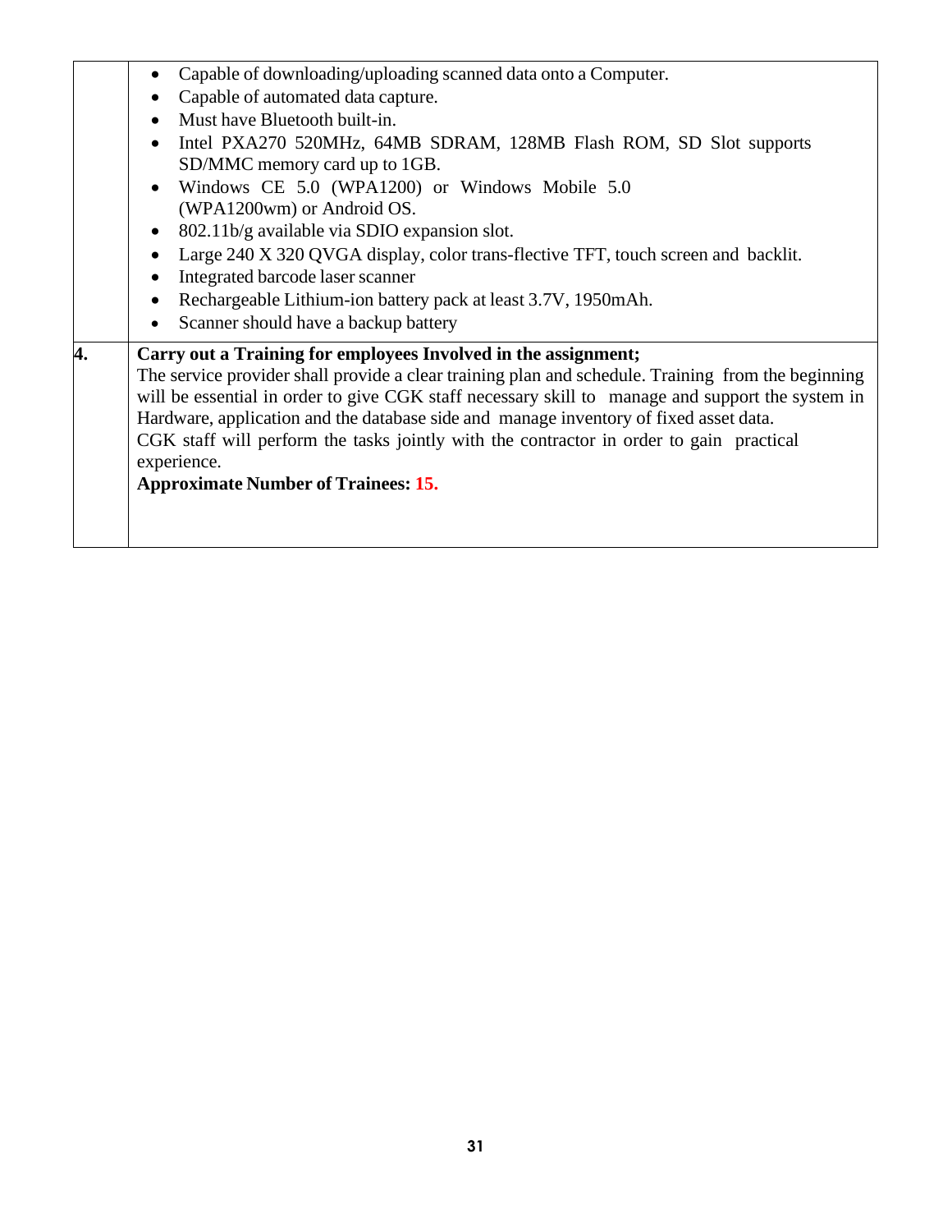| | |
|---|---|
| | • Capable of downloading/uploading scanned data onto a Computer.<br>• Capable of automated data capture.<br>• Must have Bluetooth built-in.<br>• Intel PXA270 520MHz, 64MB SDRAM, 128MB Flash ROM, SD Slot supports SD/MMC memory card up to 1GB.<br>• Windows CE 5.0 (WPA1200) or Windows Mobile 5.0 (WPA1200wm) or Android OS.<br>• 802.11b/g available via SDIO expansion slot.<br>• Large 240 X 320 QVGA display, color trans-flective TFT, touch screen and backlit.<br>• Integrated barcode laser scanner<br>• Rechargeable Lithium-ion battery pack at least 3.7V, 1950mAh.<br>• Scanner should have a backup battery |
| **4.** | **Carry out a Training for employees Involved in the assignment;**<br>The service provider shall provide a clear training plan and schedule. Training from the beginning will be essential in order to give CGK staff necessary skill to manage and support the system in Hardware, application and the database side and manage inventory of fixed asset data.<br>CGK staff will perform the tasks jointly with the contractor in order to gain practical experience.<br>**Approximate Number of Trainees: 15.** |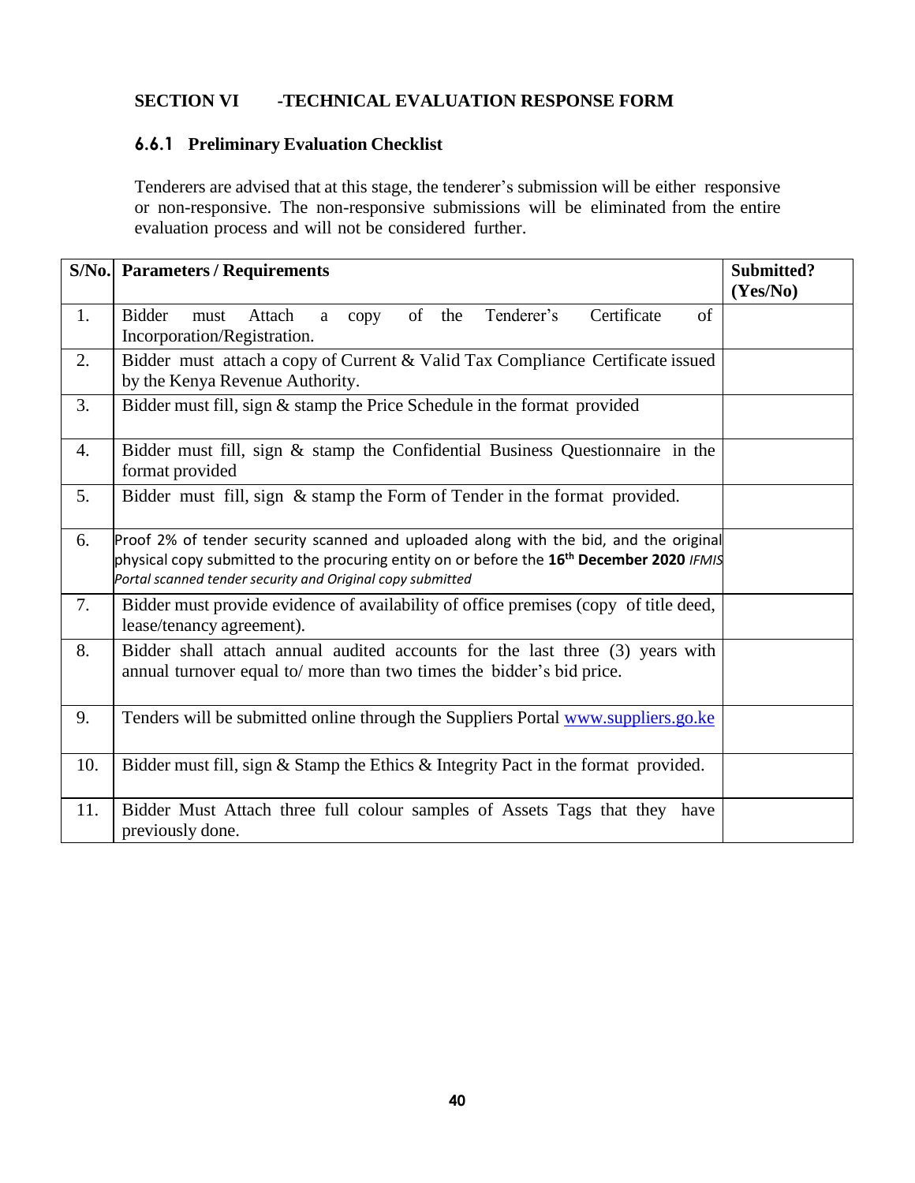## SECTION VI -TECHNICAL EVALUATION RESPONSE FORM

### 6.6.1 Preliminary Evaluation Checklist

Tenderers are advised that at this stage, the tenderer's submission will be either responsive or non-responsive. The non-responsive submissions will be eliminated from the entire evaluation process and will not be considered further.

| S/No. | Parameters / Requirements | Submitted? (Yes/No) |
|---|---|---|
| 1. | Bidder must Attach a copy of the Tenderer's Certificate of Incorporation/Registration. | |
| 2. | Bidder must attach a copy of Current & Valid Tax Compliance Certificate issued by the Kenya Revenue Authority. | |
| 3. | Bidder must fill, sign & stamp the Price Schedule in the format provided | |
| 4. | Bidder must fill, sign & stamp the Confidential Business Questionnaire in the format provided | |
| 5. | Bidder must fill, sign & stamp the Form of Tender in the format provided. | |
| 6. | Proof 2% of tender security scanned and uploaded along with the bid, and the original physical copy submitted to the procuring entity on or before the **16th December 2020** *IFMIS Portal scanned tender security and Original copy submitted* | |
| 7. | Bidder must provide evidence of availability of office premises (copy of title deed, lease/tenancy agreement). | |
| 8. | Bidder shall attach annual audited accounts for the last three (3) years with annual turnover equal to/ more than two times the bidder's bid price. | |
| 9. | Tenders will be submitted online through the Suppliers Portal [www.suppliers.go.ke](http://www.suppliers.go.ke) | |
| 10. | Bidder must fill, sign & Stamp the Ethics & Integrity Pact in the format provided. | |
| 11. | Bidder Must Attach three full colour samples of Assets Tags that they have previously done. | |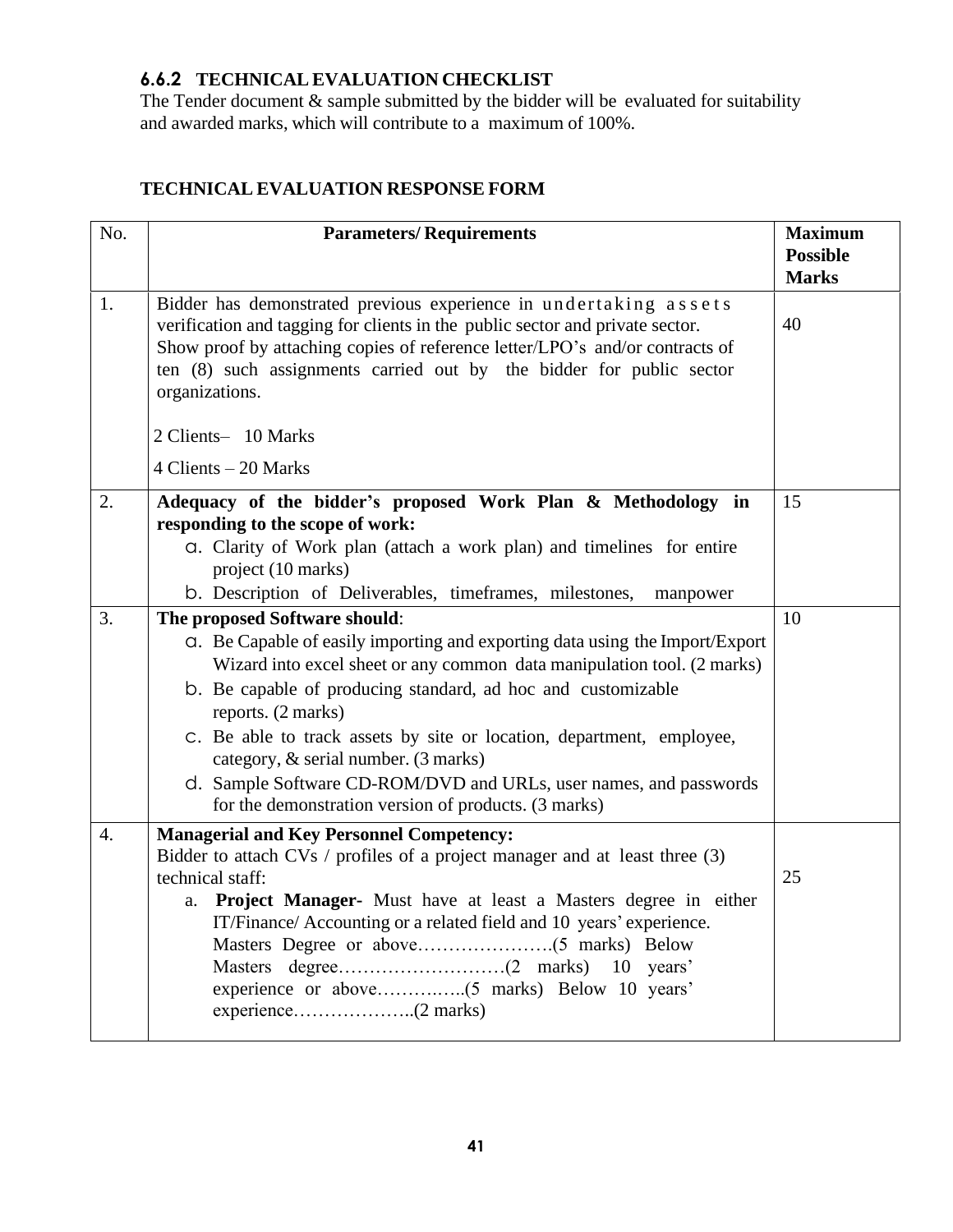### 6.6.2 TECHNICAL EVALUATION CHECKLIST

The Tender document & sample submitted by the bidder will be evaluated for suitability and awarded marks, which will contribute to a maximum of 100%.

**TECHNICAL EVALUATION RESPONSE FORM**

| No. | Parameters/ Requirements | Maximum Possible Marks |
|---|---|---|
| 1. | Bidder has demonstrated previous experience in undertaking assets verification and tagging for clients in the public sector and private sector. Show proof by attaching copies of reference letter/LPO's and/or contracts of ten (8) such assignments carried out by the bidder for public sector organizations.<br><br>2 Clients– 10 Marks<br>4 Clients – 20 Marks | 40 |
| 2. | **Adequacy of the bidder's proposed Work Plan & Methodology in responding to the scope of work:**<br>a. Clarity of Work plan (attach a work plan) and timelines for entire project (10 marks)<br>b. Description of Deliverables, timeframes, milestones, manpower | 15 |
| 3. | **The proposed Software should**:<br>a. Be Capable of easily importing and exporting data using the Import/Export Wizard into excel sheet or any common data manipulation tool. (2 marks)<br>b. Be capable of producing standard, ad hoc and customizable reports. (2 marks)<br>c. Be able to track assets by site or location, department, employee, category, & serial number. (3 marks)<br>d. Sample Software CD-ROM/DVD and URLs, user names, and passwords for the demonstration version of products. (3 marks) | 10 |
| 4. | **Managerial and Key Personnel Competency:**<br>Bidder to attach CVs / profiles of a project manager and at least three (3) technical staff:<br>a. **Project Manager-** Must have at least a Masters degree in either IT/Finance/ Accounting or a related field and 10 years' experience.<br>Masters Degree or above………………….(5 marks) Below Masters degree………………………(2 marks) 10 years' experience or above………..…..(5 marks) Below 10 years' experience………………..(2 marks) | 25 |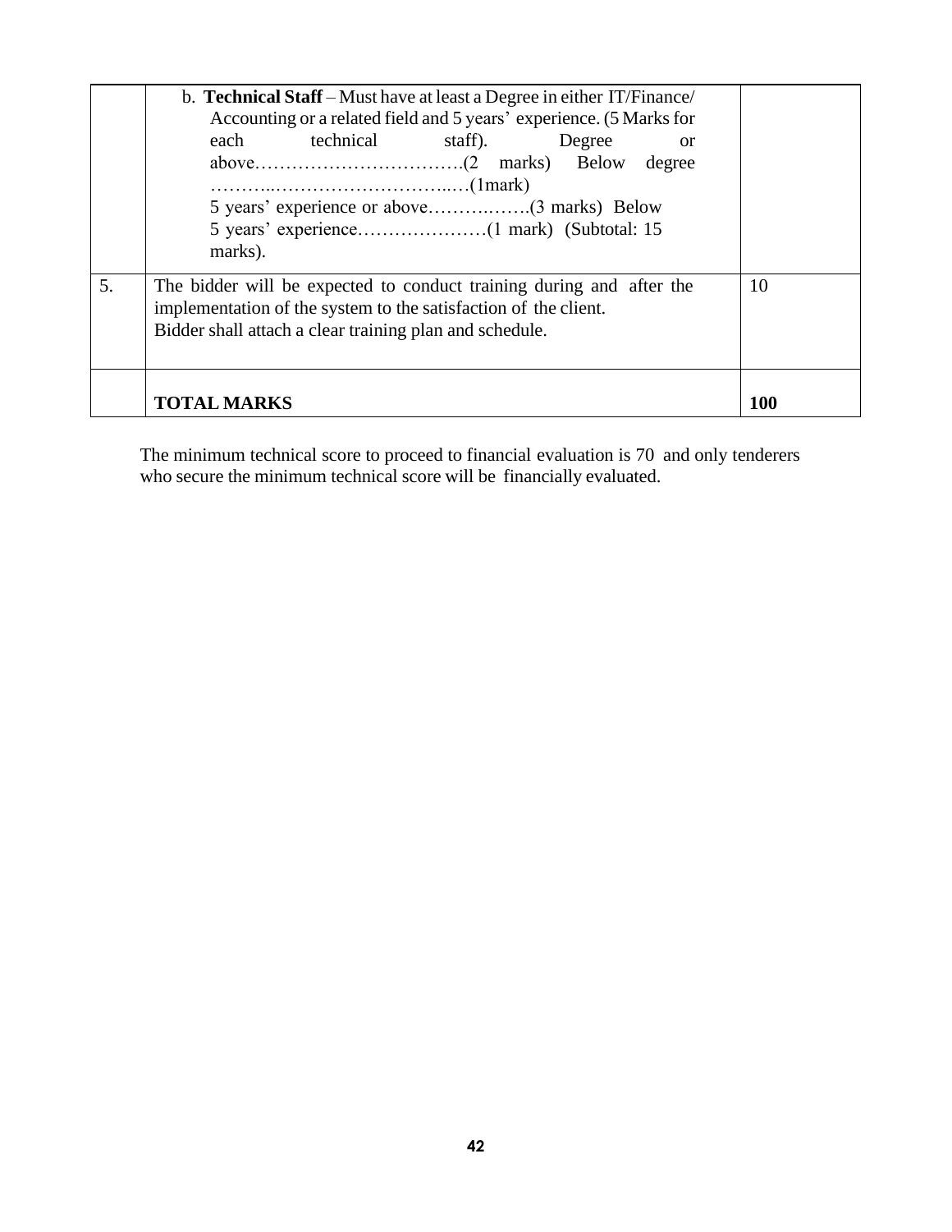| | | |
|---|---|---|
| | b. **Technical Staff** – Must have at least a Degree in either IT/Finance/ Accounting or a related field and 5 years' experience. (5 Marks for each technical staff). Degree or above…………………………….(2 marks) Below degree ………..…………………………..…(1mark)<br>5 years' experience or above……….…….(3 marks) Below 5 years' experience…………………(1 mark) (Subtotal: 15 marks). | |
| 5. | The bidder will be expected to conduct training during and after the implementation of the system to the satisfaction of the client.<br>Bidder shall attach a clear training plan and schedule. | 10 |
| | **TOTAL MARKS** | **100** |

The minimum technical score to proceed to financial evaluation is 70 and only tenderers who secure the minimum technical score will be financially evaluated.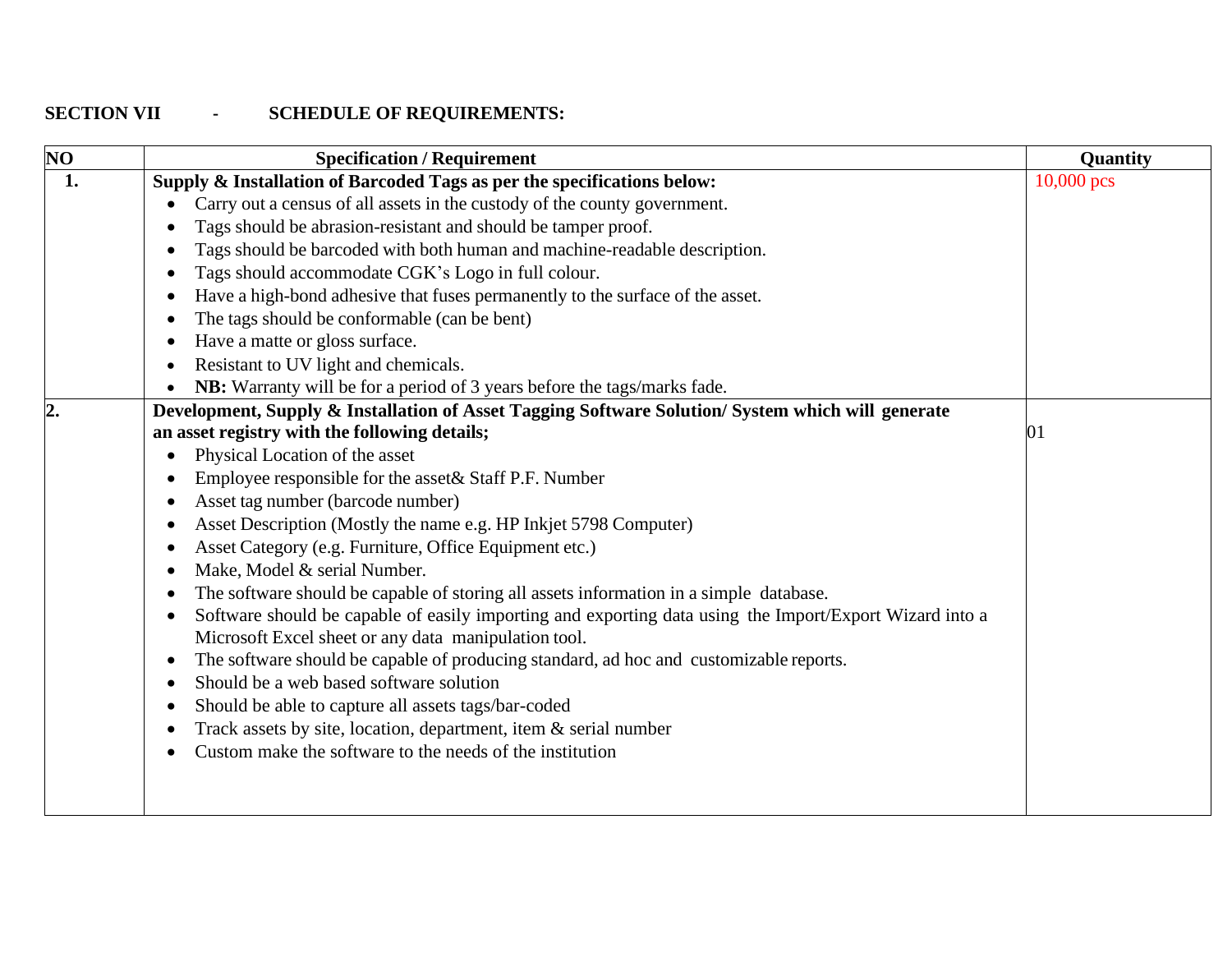**SECTION VII - SCHEDULE OF REQUIREMENTS:**

| NO | Specification / Requirement | Quantity |
|---|---|---|
| 1. | **Supply & Installation of Barcoded Tags as per the specifications below:**<br>• Carry out a census of all assets in the custody of the county government.<br>• Tags should be abrasion-resistant and should be tamper proof.<br>• Tags should be barcoded with both human and machine-readable description.<br>• Tags should accommodate CGK's Logo in full colour.<br>• Have a high-bond adhesive that fuses permanently to the surface of the asset.<br>• The tags should be conformable (can be bent)<br>• Have a matte or gloss surface.<br>• Resistant to UV light and chemicals.<br>• **NB:** Warranty will be for a period of 3 years before the tags/marks fade. | 10,000 pcs |
| 2. | **Development, Supply & Installation of Asset Tagging Software Solution/ System which will generate an asset registry with the following details;**<br>• Physical Location of the asset<br>• Employee responsible for the asset& Staff P.F. Number<br>• Asset tag number (barcode number)<br>• Asset Description (Mostly the name e.g. HP Inkjet 5798 Computer)<br>• Asset Category (e.g. Furniture, Office Equipment etc.)<br>• Make, Model & serial Number.<br>• The software should be capable of storing all assets information in a simple database.<br>• Software should be capable of easily importing and exporting data using the Import/Export Wizard into a Microsoft Excel sheet or any data manipulation tool.<br>• The software should be capable of producing standard, ad hoc and customizable reports.<br>• Should be a web based software solution<br>• Should be able to capture all assets tags/bar-coded<br>• Track assets by site, location, department, item & serial number<br>• Custom make the software to the needs of the institution | 01 |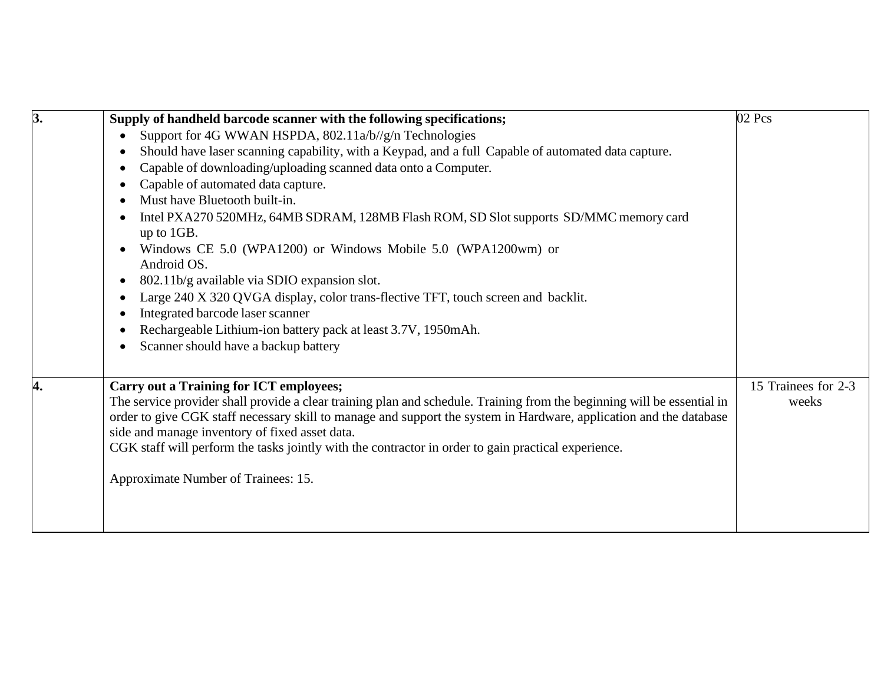| 3. | **Supply of handheld barcode scanner with the following specifications;**<br>• Support for 4G WWAN HSPDA, 802.11a/b//g/n Technologies<br>• Should have laser scanning capability, with a Keypad, and a full Capable of automated data capture.<br>• Capable of downloading/uploading scanned data onto a Computer.<br>• Capable of automated data capture.<br>• Must have Bluetooth built-in.<br>• Intel PXA270 520MHz, 64MB SDRAM, 128MB Flash ROM, SD Slot supports SD/MMC memory card up to 1GB.<br>• Windows CE 5.0 (WPA1200) or Windows Mobile 5.0 (WPA1200wm) or Android OS.<br>• 802.11b/g available via SDIO expansion slot.<br>• Large 240 X 320 QVGA display, color trans-flective TFT, touch screen and backlit.<br>• Integrated barcode laser scanner<br>• Rechargeable Lithium-ion battery pack at least 3.7V, 1950mAh.<br>• Scanner should have a backup battery | 02 Pcs |
|---|---|---|
| 4. | **Carry out a Training for ICT employees;**<br>The service provider shall provide a clear training plan and schedule. Training from the beginning will be essential in order to give CGK staff necessary skill to manage and support the system in Hardware, application and the database side and manage inventory of fixed asset data.<br>CGK staff will perform the tasks jointly with the contractor in order to gain practical experience.<br><br>Approximate Number of Trainees: 15. | 15 Trainees for 2-3 weeks |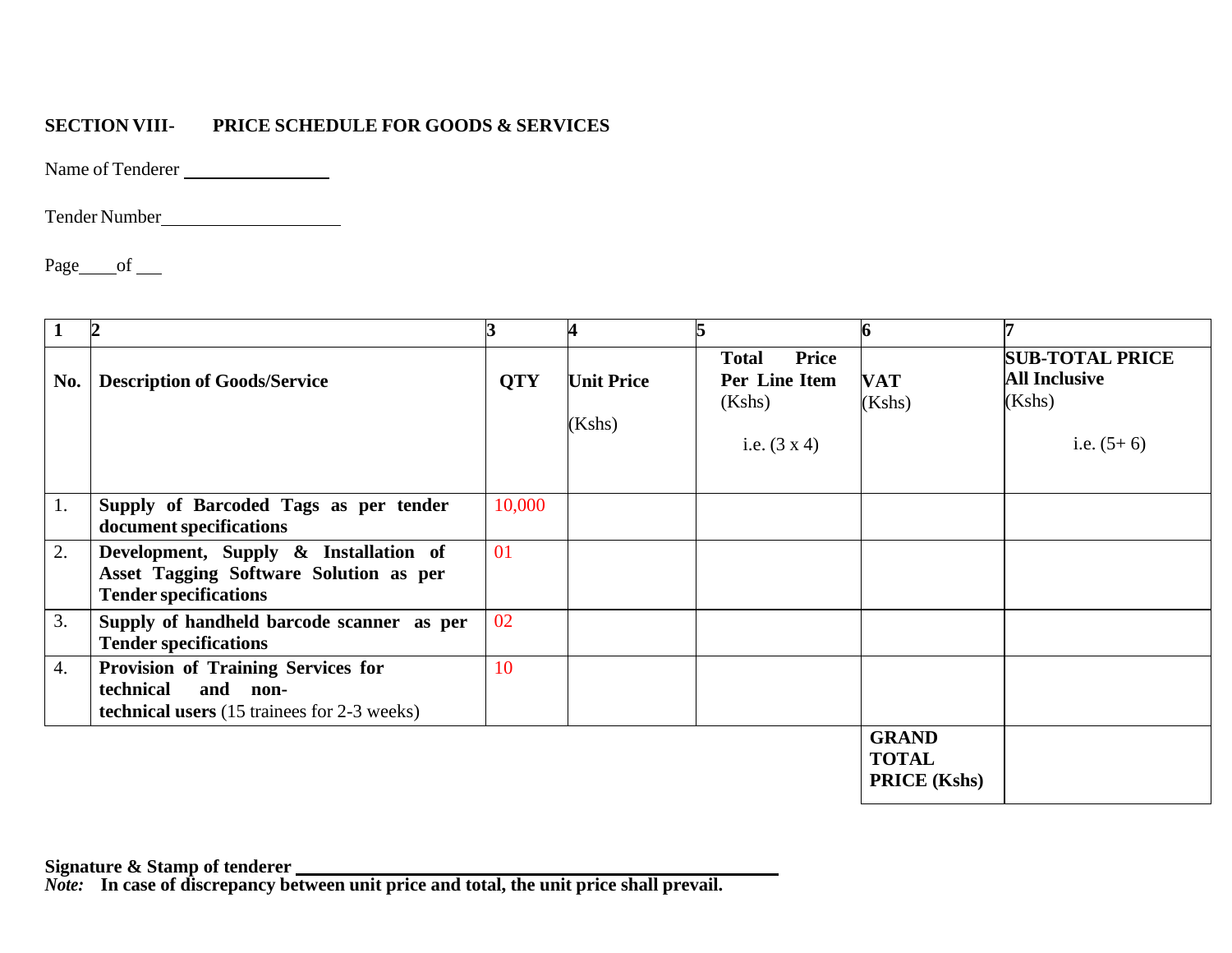**SECTION VIII- PRICE SCHEDULE FOR GOODS & SERVICES**

Name of Tenderer ________________

Tender Number____________________

Page____of ___

| 1 | 2 | 3 | 4 | 5 | 6 | 7 |
|---|---|---|---|---|---|---|
| **No.** | **Description of Goods/Service** | **QTY** | **Unit Price** (Kshs) | **Total Price Per Line Item** (Kshs) i.e. (3 x 4) | **VAT** (Kshs) | **SUB-TOTAL PRICE All Inclusive** (Kshs) i.e. (5+ 6) |
| 1. | **Supply of Barcoded Tags as per tender document specifications** | 10,000 | | | | |
| 2. | **Development, Supply & Installation of Asset Tagging Software Solution as per Tender specifications** | 01 | | | | |
| 3. | **Supply of handheld barcode scanner as per Tender specifications** | 02 | | | | |
| 4. | **Provision of Training Services for technical and non-technical users** (15 trainees for 2-3 weeks) | 10 | | | | |
| | | | | | **GRAND TOTAL PRICE (Kshs)** | |

**Signature & Stamp of tenderer** ________________________________________________

***Note:*** **In case of discrepancy between unit price and total, the unit price shall prevail.**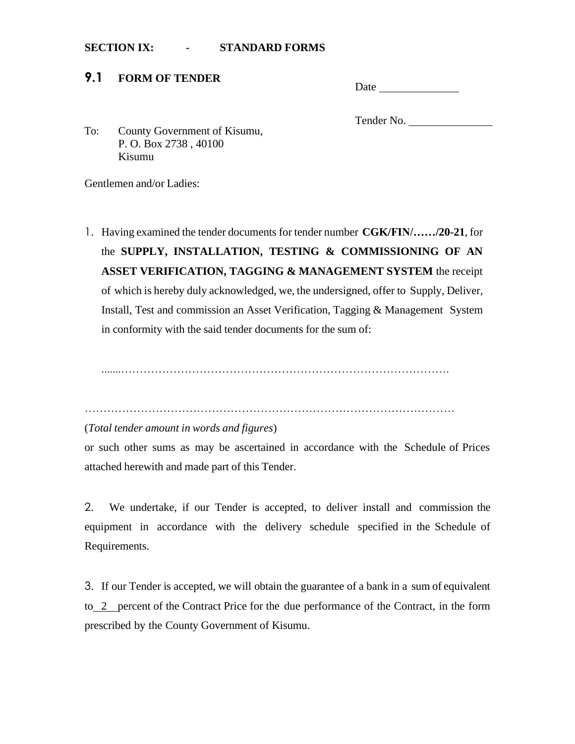**SECTION IX: - STANDARD FORMS**

## 9.1 FORM OF TENDER

Date \_\_\_\_\_\_\_\_\_\_\_\_\_\_

Tender No. \_\_\_\_\_\_\_\_\_\_\_\_\_\_\_

To: County Government of Kisumu,
P. O. Box 2738 , 40100
Kisumu

Gentlemen and/or Ladies:

1. Having examined the tender documents for tender number **CGK/FIN/……/20-21**, for the **SUPPLY, INSTALLATION, TESTING & COMMISSIONING OF AN ASSET VERIFICATION, TAGGING & MANAGEMENT SYSTEM** the receipt of which is hereby duly acknowledged, we, the undersigned, offer to Supply, Deliver, Install, Test and commission an Asset Verification, Tagging & Management System in conformity with the said tender documents for the sum of:

.......……………………………………………………………………………….

………………………………………………………………………………………

(*Total tender amount in words and figures*)

or such other sums as may be ascertained in accordance with the Schedule of Prices attached herewith and made part of this Tender.

2. We undertake, if our Tender is accepted, to deliver install and commission the equipment in accordance with the delivery schedule specified in the Schedule of Requirements.

3. If our Tender is accepted, we will obtain the guarantee of a bank in a sum of equivalent to 2 percent of the Contract Price for the due performance of the Contract, in the form prescribed by the County Government of Kisumu.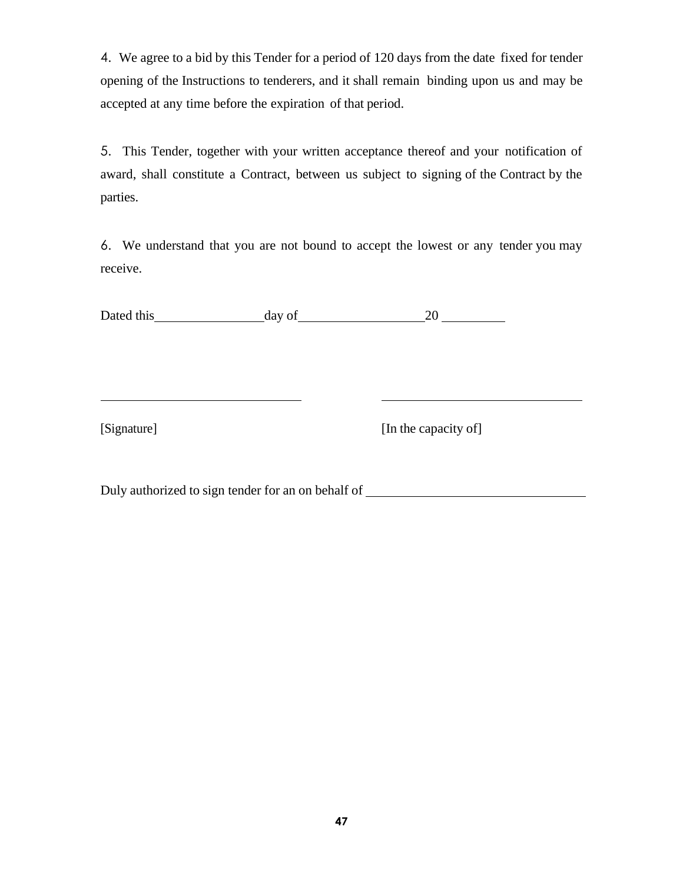4. We agree to a bid by this Tender for a period of 120 days from the date fixed for tender opening of the Instructions to tenderers, and it shall remain binding upon us and may be accepted at any time before the expiration of that period.

5. This Tender, together with your written acceptance thereof and your notification of award, shall constitute a Contract, between us subject to signing of the Contract by the parties.

6. We understand that you are not bound to accept the lowest or any tender you may receive.

Dated this\_\_\_\_\_\_\_\_\_\_\_\_\_\_\_\_day of\_\_\_\_\_\_\_\_\_\_\_\_\_\_\_\_\_\_\_20 \_\_\_\_\_\_\_\_\_\_

\_\_\_\_\_\_\_\_\_\_\_\_\_\_\_\_\_\_\_\_\_\_\_\_\_\_\_\_\_\_ \_\_\_\_\_\_\_\_\_\_\_\_\_\_\_\_\_\_\_\_\_\_\_\_\_\_\_\_\_\_

[Signature] [In the capacity of]

Duly authorized to sign tender for an on behalf of \_\_\_\_\_\_\_\_\_\_\_\_\_\_\_\_\_\_\_\_\_\_\_\_\_\_\_\_\_\_\_\_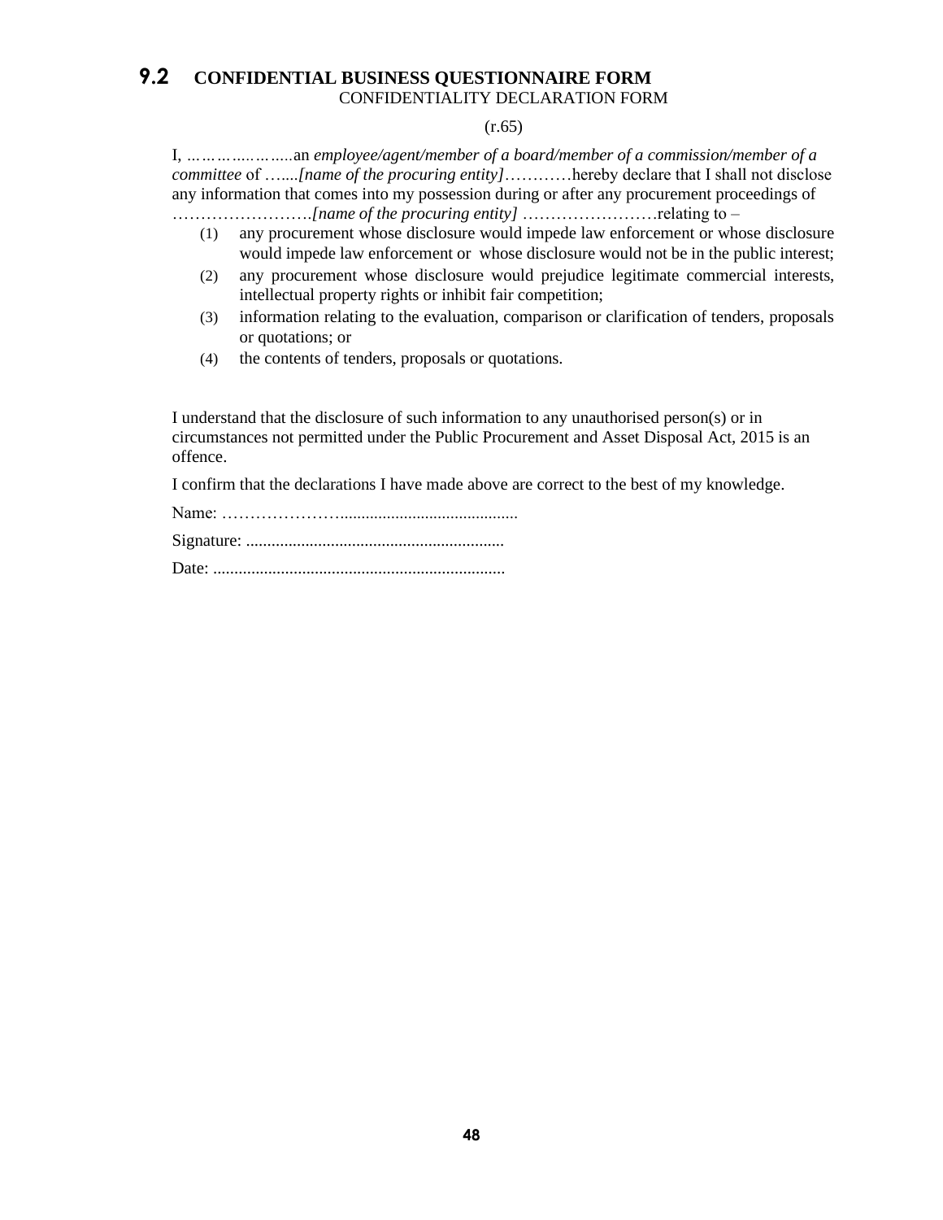## 9.2 CONFIDENTIAL BUSINESS QUESTIONNAIRE FORM

CONFIDENTIALITY DECLARATION FORM

(r.65)

I, …………..………an *employee/agent/member of a board/member of a commission/member of a committee* of …....*[name of the procuring entity]*…………hereby declare that I shall not disclose any information that comes into my possession during or after any procurement proceedings of …………………….*[name of the procuring entity]* ……………………relating to –

(1) any procurement whose disclosure would impede law enforcement or whose disclosure would impede law enforcement or whose disclosure would not be in the public interest;

(2) any procurement whose disclosure would prejudice legitimate commercial interests, intellectual property rights or inhibit fair competition;

(3) information relating to the evaluation, comparison or clarification of tenders, proposals or quotations; or

(4) the contents of tenders, proposals or quotations.

I understand that the disclosure of such information to any unauthorised person(s) or in circumstances not permitted under the Public Procurement and Asset Disposal Act, 2015 is an offence.

I confirm that the declarations I have made above are correct to the best of my knowledge.

Name: …………………..........................................

Signature: .............................................................

Date: .....................................................................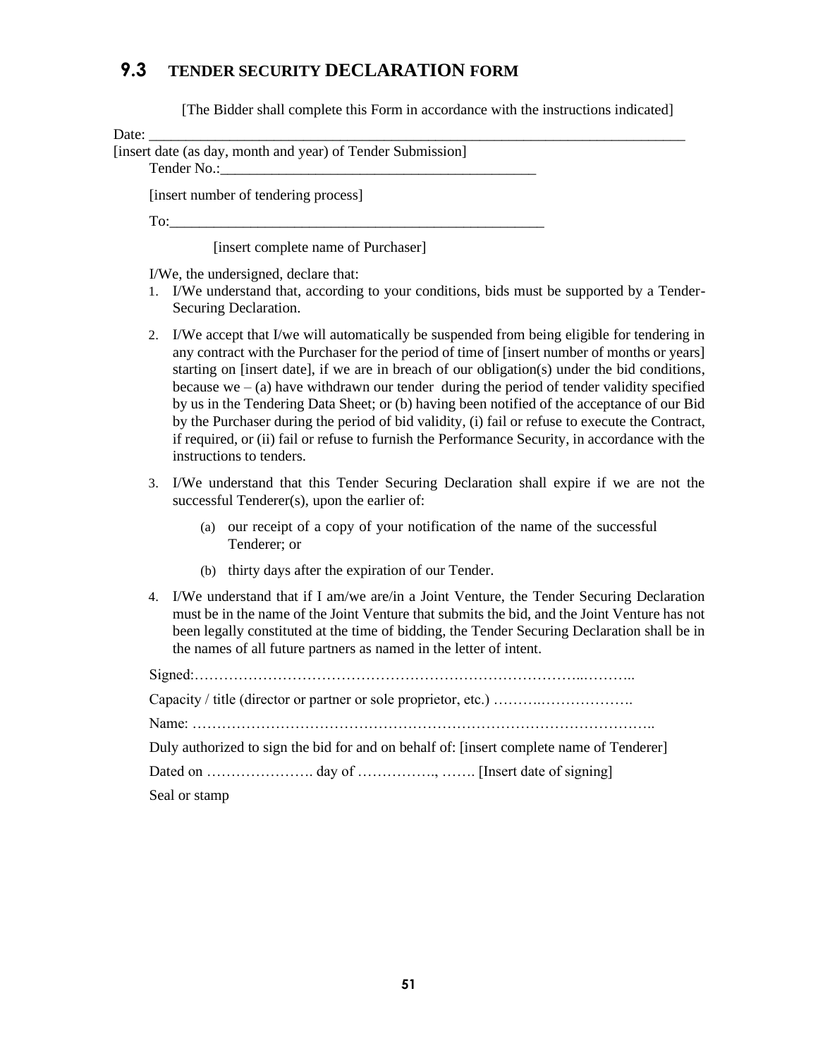## 9.3 TENDER SECURITY DECLARATION FORM

[The Bidder shall complete this Form in accordance with the instructions indicated]

Date: _______________________________________________________________________________

[insert date (as day, month and year) of Tender Submission]

Tender No.:___________________________________________

[insert number of tendering process]

To:_____________________________________________________

[insert complete name of Purchaser]

I/We, the undersigned, declare that:

1. I/We understand that, according to your conditions, bids must be supported by a Tender-Securing Declaration.
2. I/We accept that I/we will automatically be suspended from being eligible for tendering in any contract with the Purchaser for the period of time of [insert number of months or years] starting on [insert date], if we are in breach of our obligation(s) under the bid conditions, because we – (a) have withdrawn our tender during the period of tender validity specified by us in the Tendering Data Sheet; or (b) having been notified of the acceptance of our Bid by the Purchaser during the period of bid validity, (i) fail or refuse to execute the Contract, if required, or (ii) fail or refuse to furnish the Performance Security, in accordance with the instructions to tenders.
3. I/We understand that this Tender Securing Declaration shall expire if we are not the successful Tenderer(s), upon the earlier of:
   (a) our receipt of a copy of your notification of the name of the successful Tenderer; or
   (b) thirty days after the expiration of our Tender.
4. I/We understand that if I am/we are/in a Joint Venture, the Tender Securing Declaration must be in the name of the Joint Venture that submits the bid, and the Joint Venture has not been legally constituted at the time of bidding, the Tender Securing Declaration shall be in the names of all future partners as named in the letter of intent.

Signed:……………………………………………………………………………..………..

Capacity / title (director or partner or sole proprietor, etc.) ……….……………….

Name: …………………………………………………………………………………..

Duly authorized to sign the bid for and on behalf of: [insert complete name of Tenderer]

Dated on …………………. day of ……………., ……. [Insert date of signing]

Seal or stamp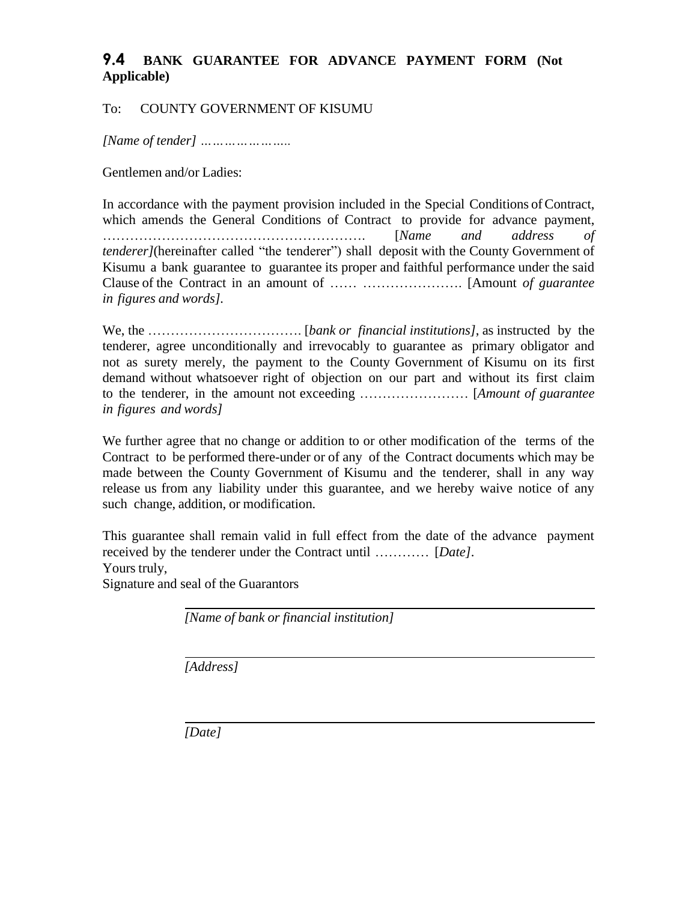## 9.4 BANK GUARANTEE FOR ADVANCE PAYMENT FORM (Not Applicable)

To: COUNTY GOVERNMENT OF KISUMU

*[Name of tender] …………………..*

Gentlemen and/or Ladies:

In accordance with the payment provision included in the Special Conditions of Contract, which amends the General Conditions of Contract to provide for advance payment, …………………………………………………. [*Name and address of tenderer]*(hereinafter called "the tenderer") shall deposit with the County Government of Kisumu a bank guarantee to guarantee its proper and faithful performance under the said Clause of the Contract in an amount of …… …………………. [Amount *of guarantee in figures and words]*.

We, the ……………………………. [*bank or financial institutions]*, as instructed by the tenderer, agree unconditionally and irrevocably to guarantee as primary obligator and not as surety merely, the payment to the County Government of Kisumu on its first demand without whatsoever right of objection on our part and without its first claim to the tenderer, in the amount not exceeding …………………… [*Amount of guarantee in figures and words]*

We further agree that no change or addition to or other modification of the terms of the Contract to be performed there-under or of any of the Contract documents which may be made between the County Government of Kisumu and the tenderer, shall in any way release us from any liability under this guarantee, and we hereby waive notice of any such change, addition, or modification.

This guarantee shall remain valid in full effect from the date of the advance payment received by the tenderer under the Contract until ………… [*Date]*.

Yours truly,

Signature and seal of the Guarantors

_______________________________________________

*[Name of bank or financial institution]*

_______________________________________________

*[Address]*

_______________________________________________

*[Date]*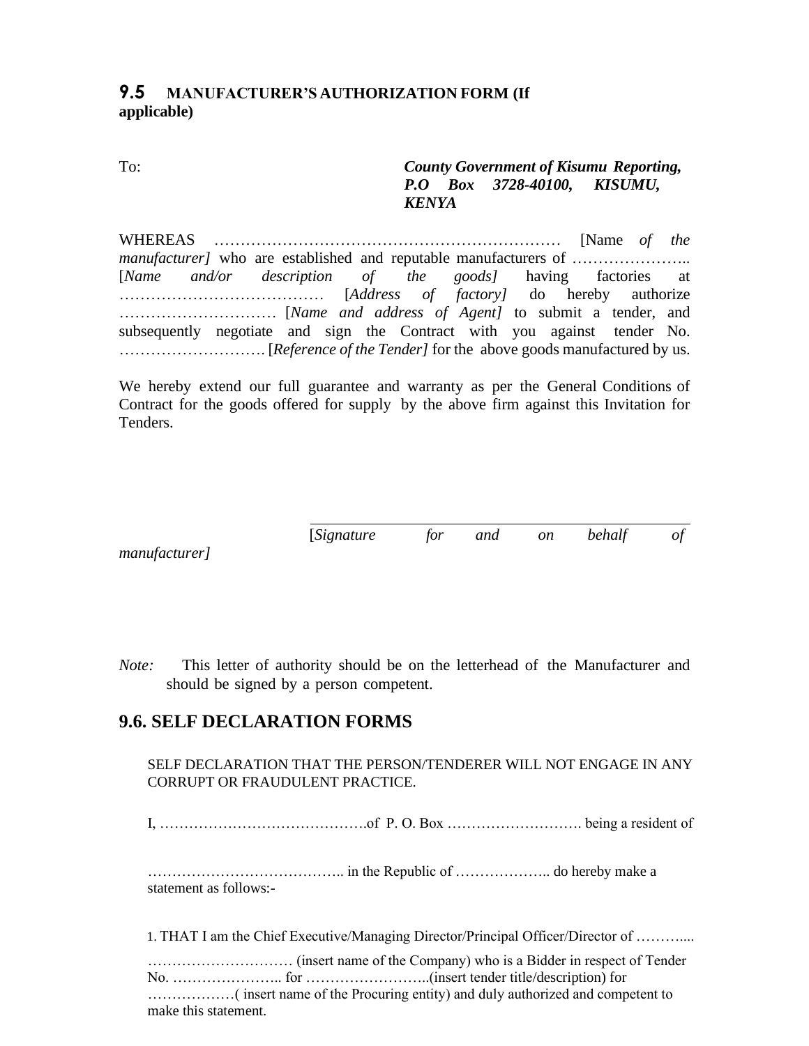## 9.5 MANUFACTURER'S AUTHORIZATION FORM (If applicable)

To: ***County Government of Kisumu Reporting, P.O Box 3728-40100, KISUMU, KENYA***

WHEREAS ………………………………………………………… [Name *of the manufacturer]* who are established and reputable manufacturers of ………………….. [*Name and/or description of the goods]* having factories at ………………………………… [*Address of factory]* do hereby authorize ………………………… [*Name and address of Agent]* to submit a tender, and subsequently negotiate and sign the Contract with you against tender No. ………………………. [*Reference of the Tender]* for the above goods manufactured by us.

We hereby extend our full guarantee and warranty as per the General Conditions of Contract for the goods offered for supply by the above firm against this Invitation for Tenders.

\_\_\_\_\_\_\_\_\_\_\_\_\_\_\_\_\_\_\_\_\_\_\_\_\_\_\_\_\_\_\_\_\_\_\_\_

[*Signature for and on behalf of manufacturer]*

*Note:* This letter of authority should be on the letterhead of the Manufacturer and should be signed by a person competent.

## 9.6. SELF DECLARATION FORMS

SELF DECLARATION THAT THE PERSON/TENDERER WILL NOT ENGAGE IN ANY CORRUPT OR FRAUDULENT PRACTICE.

I, …………………………………….of P. O. Box ………………………. being a resident of

………………………………….. in the Republic of ……………….. do hereby make a statement as follows:-

1. THAT I am the Chief Executive/Managing Director/Principal Officer/Director of ……….... ………………………… (insert name of the Company) who is a Bidder in respect of Tender No. ………………….. for ……………………..(insert tender title/description) for ………………( insert name of the Procuring entity) and duly authorized and competent to make this statement.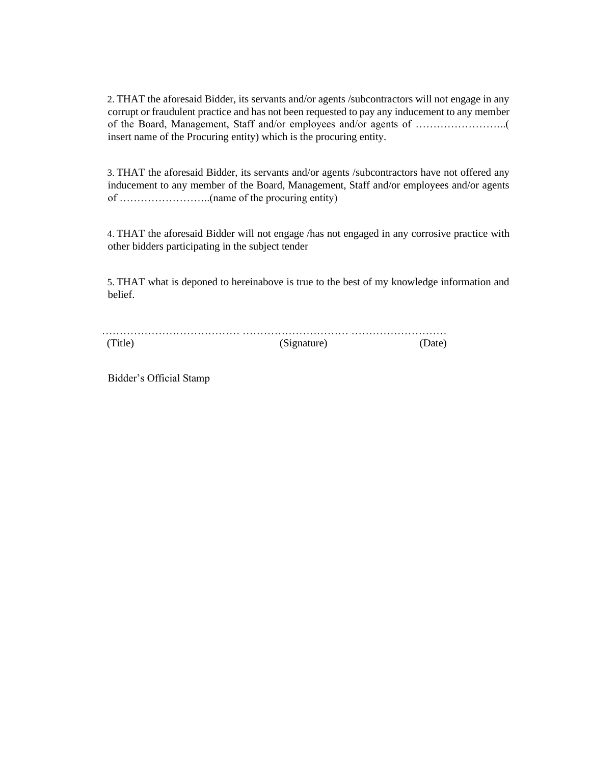2. THAT the aforesaid Bidder, its servants and/or agents /subcontractors will not engage in any corrupt or fraudulent practice and has not been requested to pay any inducement to any member of the Board, Management, Staff and/or employees and/or agents of ……………………..( insert name of the Procuring entity) which is the procuring entity.

3. THAT the aforesaid Bidder, its servants and/or agents /subcontractors have not offered any inducement to any member of the Board, Management, Staff and/or employees and/or agents of ……………………..(name of the procuring entity)

4. THAT the aforesaid Bidder will not engage /has not engaged in any corrosive practice with other bidders participating in the subject tender

5. THAT what is deponed to hereinabove is true to the best of my knowledge information and belief.

………………………………… ………………………… ………………………
(Title) (Signature) (Date)

Bidder's Official Stamp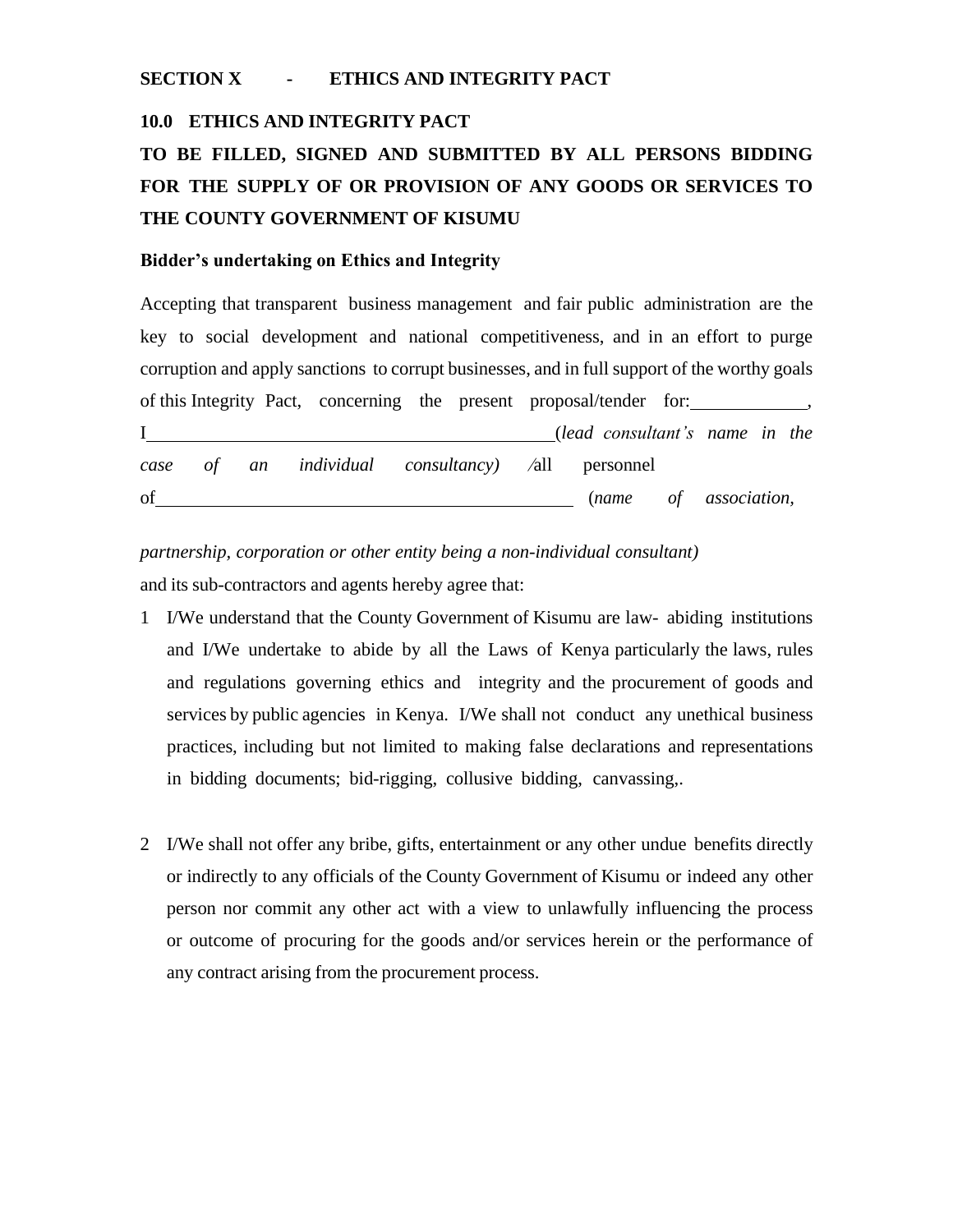## SECTION X - ETHICS AND INTEGRITY PACT

### 10.0 ETHICS AND INTEGRITY PACT

**TO BE FILLED, SIGNED AND SUBMITTED BY ALL PERSONS BIDDING FOR THE SUPPLY OF OR PROVISION OF ANY GOODS OR SERVICES TO THE COUNTY GOVERNMENT OF KISUMU**

**Bidder's undertaking on Ethics and Integrity**

Accepting that transparent business management and fair public administration are the key to social development and national competitiveness, and in an effort to purge corruption and apply sanctions to corrupt businesses, and in full support of the worthy goals of this Integrity Pact, concerning the present proposal/tender for:____________, I____________________________________________(*lead consultant's name in the case of an individual consultancy)* /all personnel of____________________________________________ (*name of association, partnership, corporation or other entity being a non-individual consultant)* and its sub-contractors and agents hereby agree that:

1. I/We understand that the County Government of Kisumu are law- abiding institutions and I/We undertake to abide by all the Laws of Kenya particularly the laws, rules and regulations governing ethics and integrity and the procurement of goods and services by public agencies in Kenya. I/We shall not conduct any unethical business practices, including but not limited to making false declarations and representations in bidding documents; bid-rigging, collusive bidding, canvassing,.

2. I/We shall not offer any bribe, gifts, entertainment or any other undue benefits directly or indirectly to any officials of the County Government of Kisumu or indeed any other person nor commit any other act with a view to unlawfully influencing the process or outcome of procuring for the goods and/or services herein or the performance of any contract arising from the procurement process.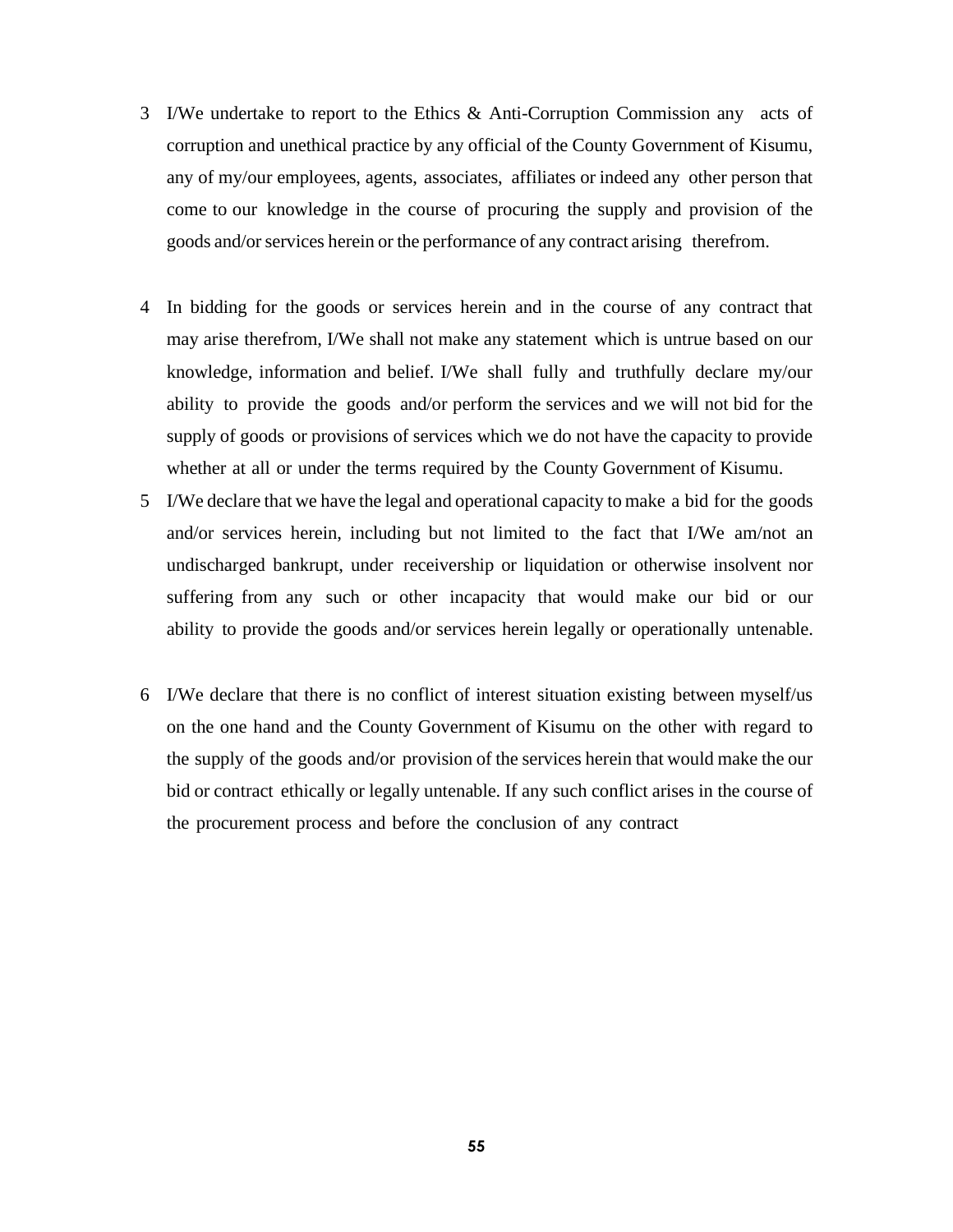3. I/We undertake to report to the Ethics & Anti-Corruption Commission any acts of corruption and unethical practice by any official of the County Government of Kisumu, any of my/our employees, agents, associates, affiliates or indeed any other person that come to our knowledge in the course of procuring the supply and provision of the goods and/or services herein or the performance of any contract arising therefrom.

4. In bidding for the goods or services herein and in the course of any contract that may arise therefrom, I/We shall not make any statement which is untrue based on our knowledge, information and belief. I/We shall fully and truthfully declare my/our ability to provide the goods and/or perform the services and we will not bid for the supply of goods or provisions of services which we do not have the capacity to provide whether at all or under the terms required by the County Government of Kisumu.

5. I/We declare that we have the legal and operational capacity to make a bid for the goods and/or services herein, including but not limited to the fact that I/We am/not an undischarged bankrupt, under receivership or liquidation or otherwise insolvent nor suffering from any such or other incapacity that would make our bid or our ability to provide the goods and/or services herein legally or operationally untenable.

6. I/We declare that there is no conflict of interest situation existing between myself/us on the one hand and the County Government of Kisumu on the other with regard to the supply of the goods and/or provision of the services herein that would make the our bid or contract ethically or legally untenable. If any such conflict arises in the course of the procurement process and before the conclusion of any contract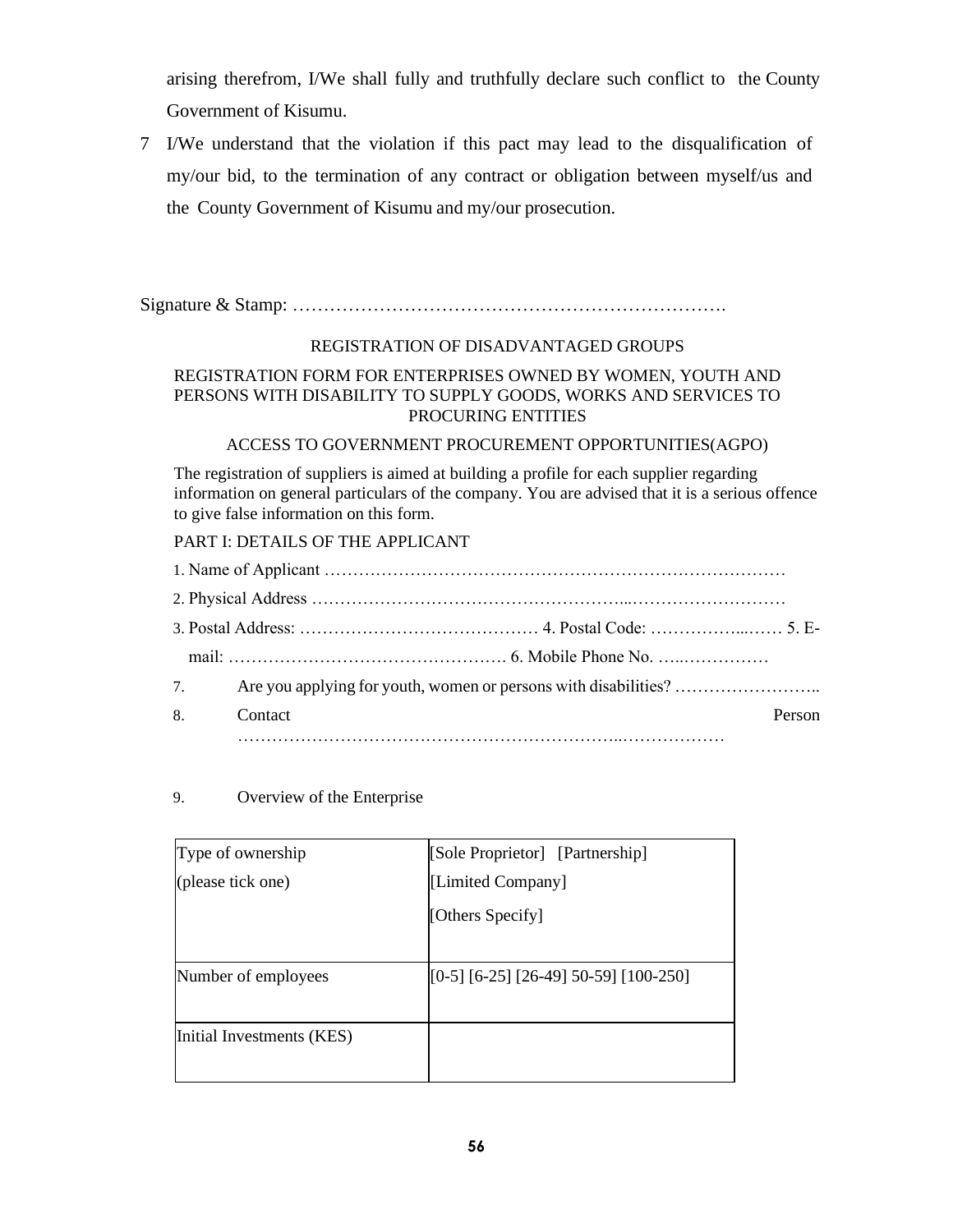arising therefrom, I/We shall fully and truthfully declare such conflict to the County Government of Kisumu.

7 I/We understand that the violation if this pact may lead to the disqualification of my/our bid, to the termination of any contract or obligation between myself/us and the County Government of Kisumu and my/our prosecution.

Signature & Stamp: ……………………………………………………………….

REGISTRATION OF DISADVANTAGED GROUPS

REGISTRATION FORM FOR ENTERPRISES OWNED BY WOMEN, YOUTH AND PERSONS WITH DISABILITY TO SUPPLY GOODS, WORKS AND SERVICES TO PROCURING ENTITIES

ACCESS TO GOVERNMENT PROCUREMENT OPPORTUNITIES(AGPO)

The registration of suppliers is aimed at building a profile for each supplier regarding information on general particulars of the company. You are advised that it is a serious offence to give false information on this form.

PART I: DETAILS OF THE APPLICANT

1. Name of Applicant ……………………………………………………………………….
2. Physical Address ………………………………………………...………………………
3. Postal Address: …………………………………… 4. Postal Code: ……………...…… 5. E-mail: …………………………………………. 6. Mobile Phone No. …..……………
7. Are you applying for youth, women or persons with disabilities? ……………………..
8. Contact Person ……………………………………………………………..………………

9. Overview of the Enterprise

| Type of ownership (please tick one) | [Sole Proprietor] [Partnership] [Limited Company] [Others Specify] |
|---|---|
| Number of employees | [0-5] [6-25] [26-49] 50-59] [100-250] |
| Initial Investments (KES) | |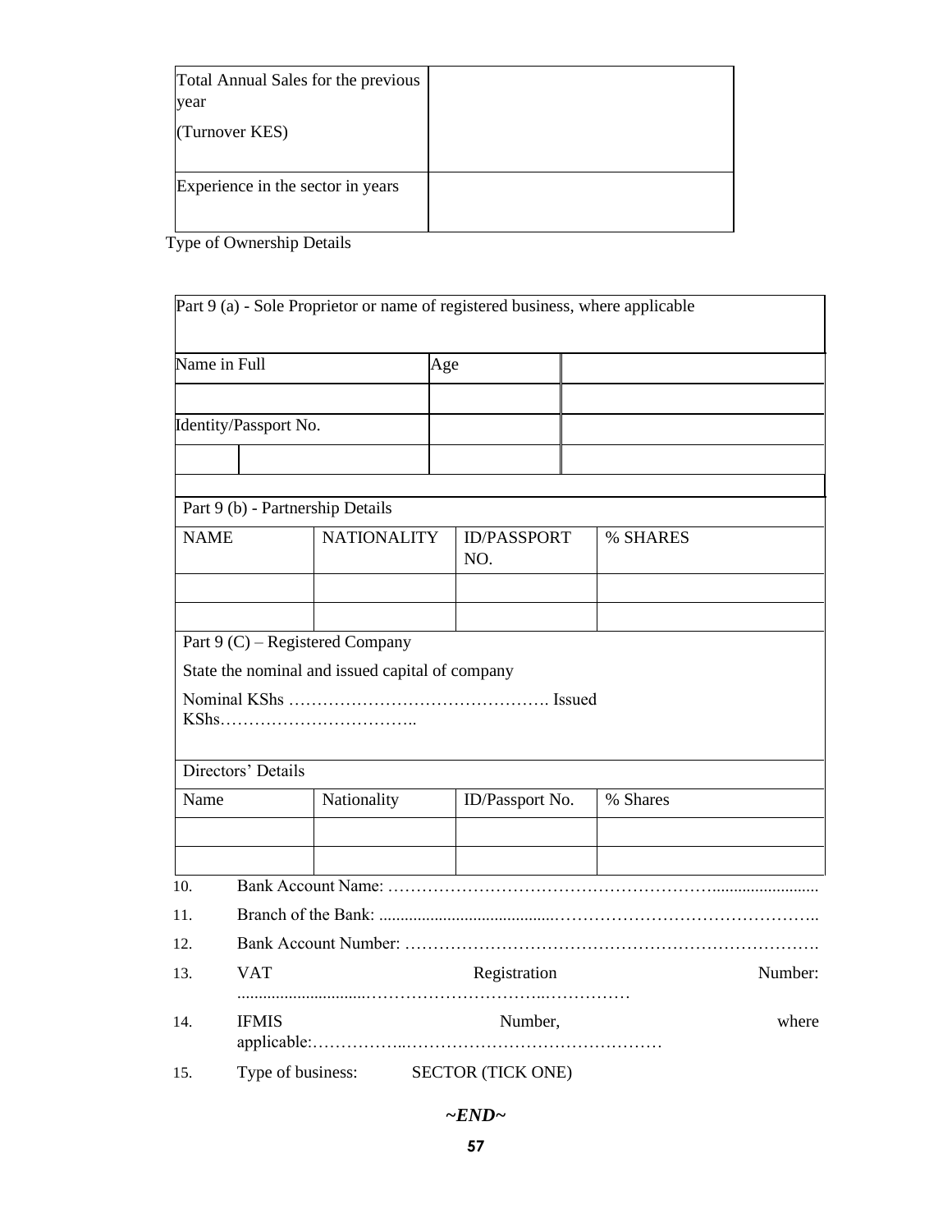| | |
|---|---|
| Total Annual Sales for the previous year<br>(Turnover KES) | |
| Experience in the sector in years | |

Type of Ownership Details

| Part 9 (a) - Sole Proprietor or name of registered business, where applicable | | |
|---|---|---|
| Name in Full | Age | |
| | | |
| Identity/Passport No. | | |
| | | |

| Part 9 (b) - Partnership Details | | | |
|---|---|---|---|
| NAME | NATIONALITY | ID/PASSPORT NO. | % SHARES |
| | | | |
| | | | |

Part 9 (C) – Registered Company

State the nominal and issued capital of company

Nominal KShs ………………………………………. Issued KShs……………………………..

| Directors' Details | | | |
|---|---|---|---|
| Name | Nationality | ID/Passport No. | % Shares |
| | | | |
| | | | |

10. Bank Account Name: ………………………………………………….........................
11. Branch of the Bank: ........................................………………………………………..
12. Bank Account Number: ……………………………………………………………….
13. VAT Registration Number: ..............................…………………………..…………….
14. IFMIS Number, where applicable:……………..………………………………………
15. Type of business: SECTOR (TICK ONE)

***~END~***